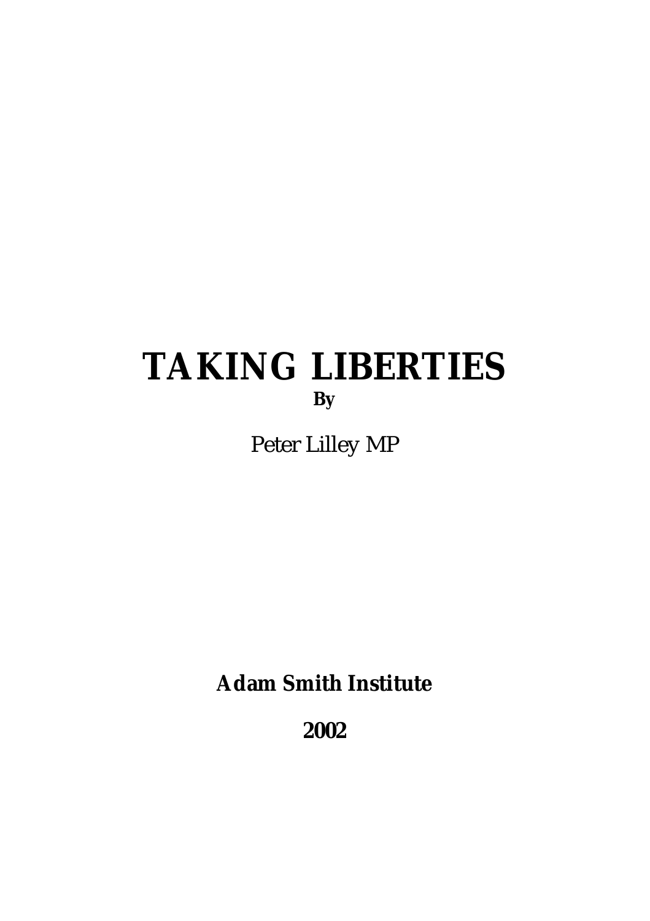# TAKING LIBERTIES

**By**

Peter Lilley MP

**Adam Smith Institute**

**2002**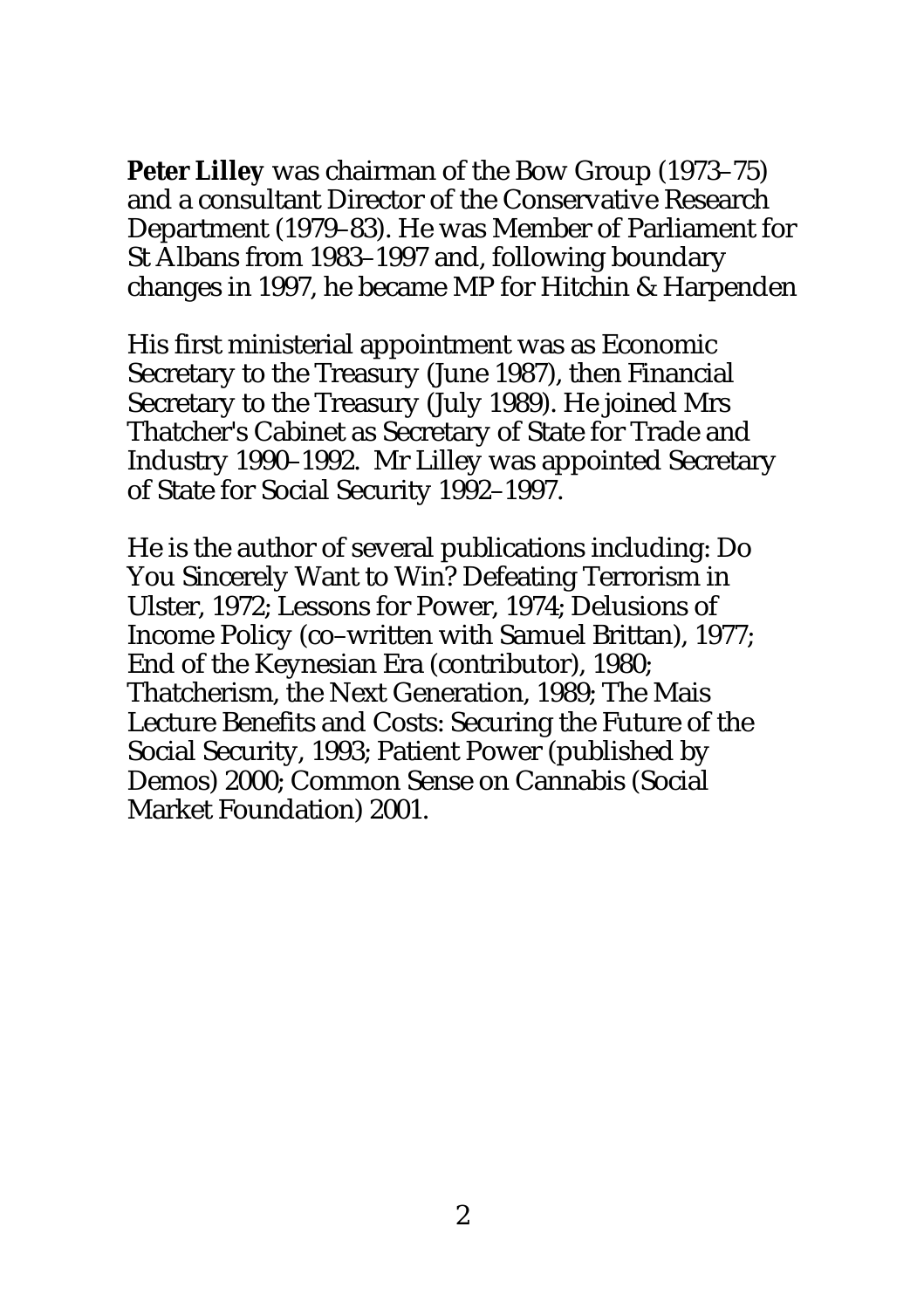**Peter Lilley** was chairman of the Bow Group (1973–75) and a consultant Director of the Conservative Research Department (1979–83). He was Member of Parliament for St Albans from 1983–1997 and, following boundary changes in 1997, he became MP for Hitchin & Harpenden

His first ministerial appointment was as Economic Secretary to the Treasury (June 1987), then Financial Secretary to the Treasury (July 1989). He joined Mrs Thatcher's Cabinet as Secretary of State for Trade and Industry 1990–1992. Mr Lilley was appointed Secretary of State for Social Security 1992–1997.

He is the author of several publications including: Do You Sincerely Want to Win? Defeating Terrorism in Ulster, 1972; Lessons for Power, 1974; Delusions of Income Policy (co–written with Samuel Brittan), 1977; End of the Keynesian Era (contributor), 1980; Thatcherism, the Next Generation, 1989; The Mais Lecture Benefits and Costs: Securing the Future of the Social Security, 1993; Patient Power (published by Demos) 2000; Common Sense on Cannabis (Social Market Foundation) 2001.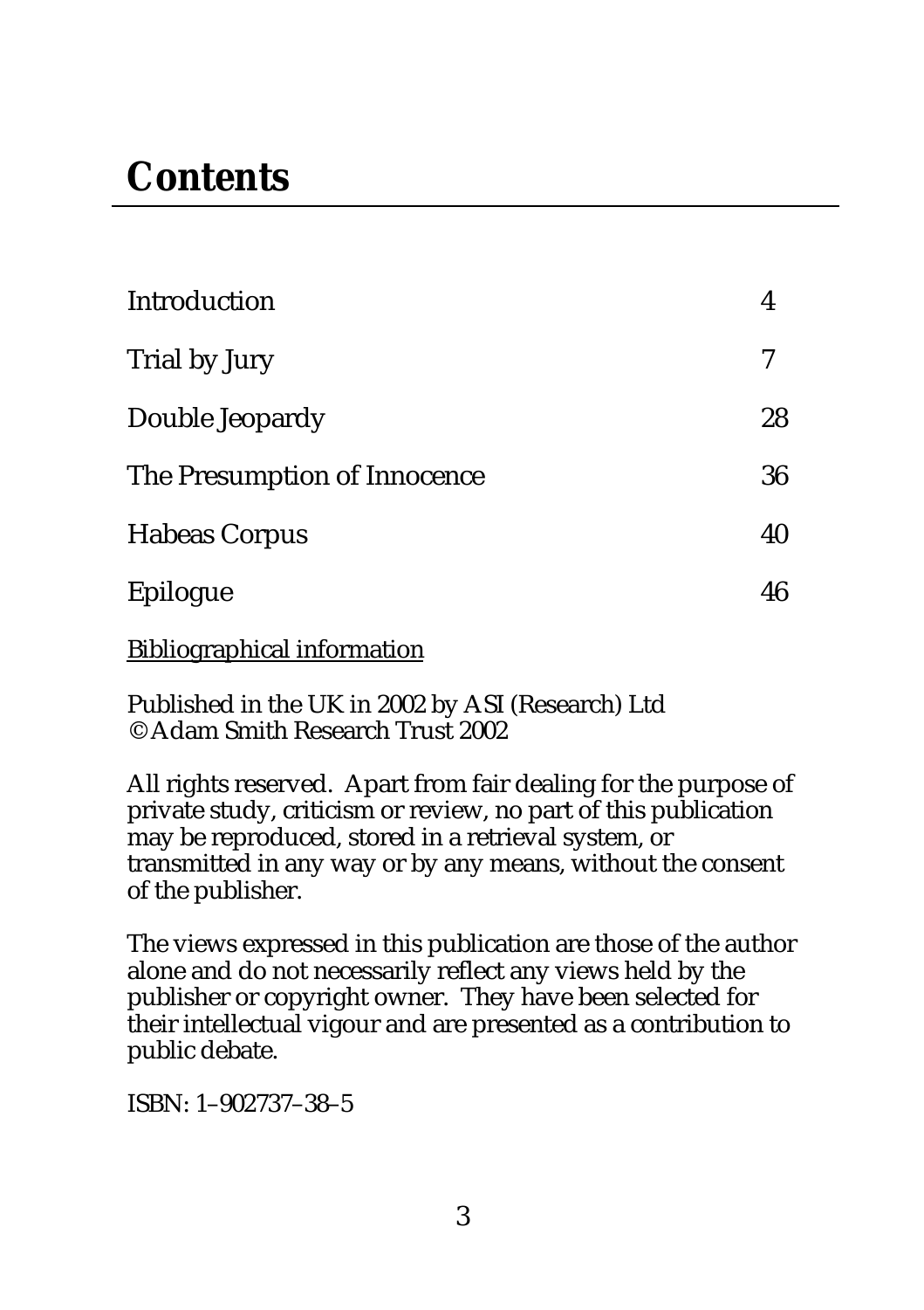# Contents

| | |
|---|---|
| Introduction | 4 |
| Trial by Jury | 7 |
| Double Jeopardy | 28 |
| The Presumption of Innocence | 36 |
| Habeas Corpus | 40 |
| Epilogue | 46 |

Bibliographical information

Published in the UK in 2002 by ASI (Research) Ltd
© Adam Smith Research Trust 2002

All rights reserved. Apart from fair dealing for the purpose of private study, criticism or review, no part of this publication may be reproduced, stored in a retrieval system, or transmitted in any way or by any means, without the consent of the publisher.

The views expressed in this publication are those of the author alone and do not necessarily reflect any views held by the publisher or copyright owner. They have been selected for their intellectual vigour and are presented as a contribution to public debate.

ISBN: 1–902737–38–5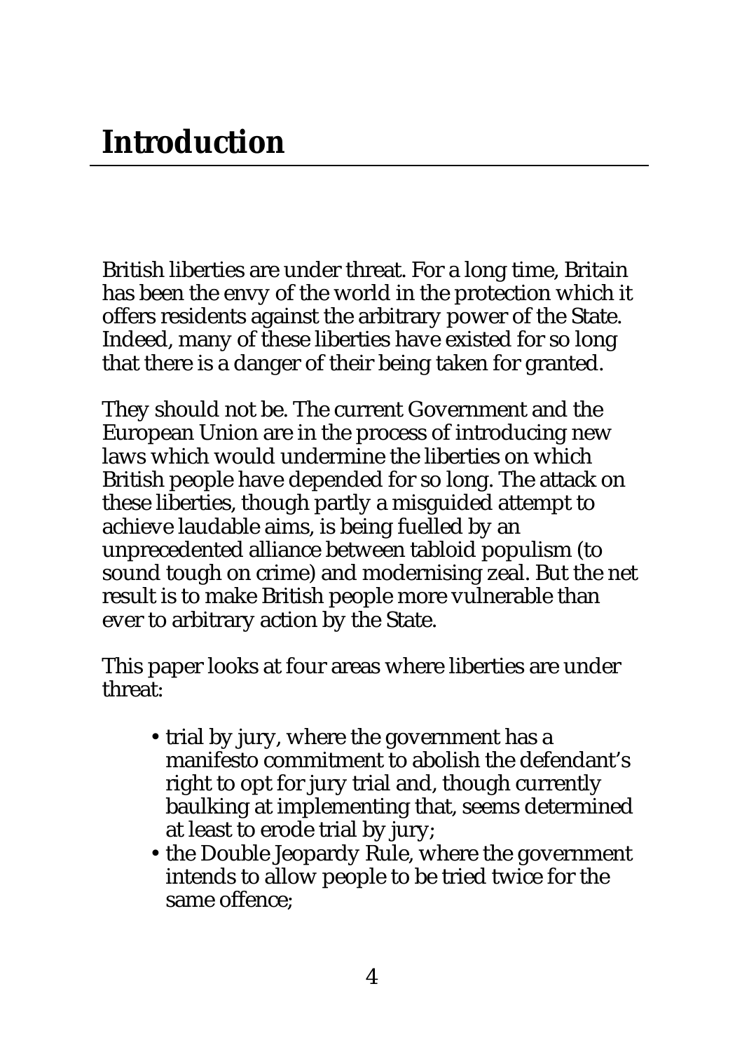# Introduction

British liberties are under threat. For a long time, Britain has been the envy of the world in the protection which it offers residents against the arbitrary power of the State. Indeed, many of these liberties have existed for so long that there is a danger of their being taken for granted.

They should not be. The current Government and the European Union are in the process of introducing new laws which would undermine the liberties on which British people have depended for so long. The attack on these liberties, though partly a misguided attempt to achieve laudable aims, is being fuelled by an unprecedented alliance between tabloid populism (to sound tough on crime) and modernising zeal. But the net result is to make British people more vulnerable than ever to arbitrary action by the State.

This paper looks at four areas where liberties are under threat:

- trial by jury, where the government has a manifesto commitment to abolish the defendant's right to opt for jury trial and, though currently baulking at implementing that, seems determined at least to erode trial by jury;
- the Double Jeopardy Rule, where the government intends to allow people to be tried twice for the same offence;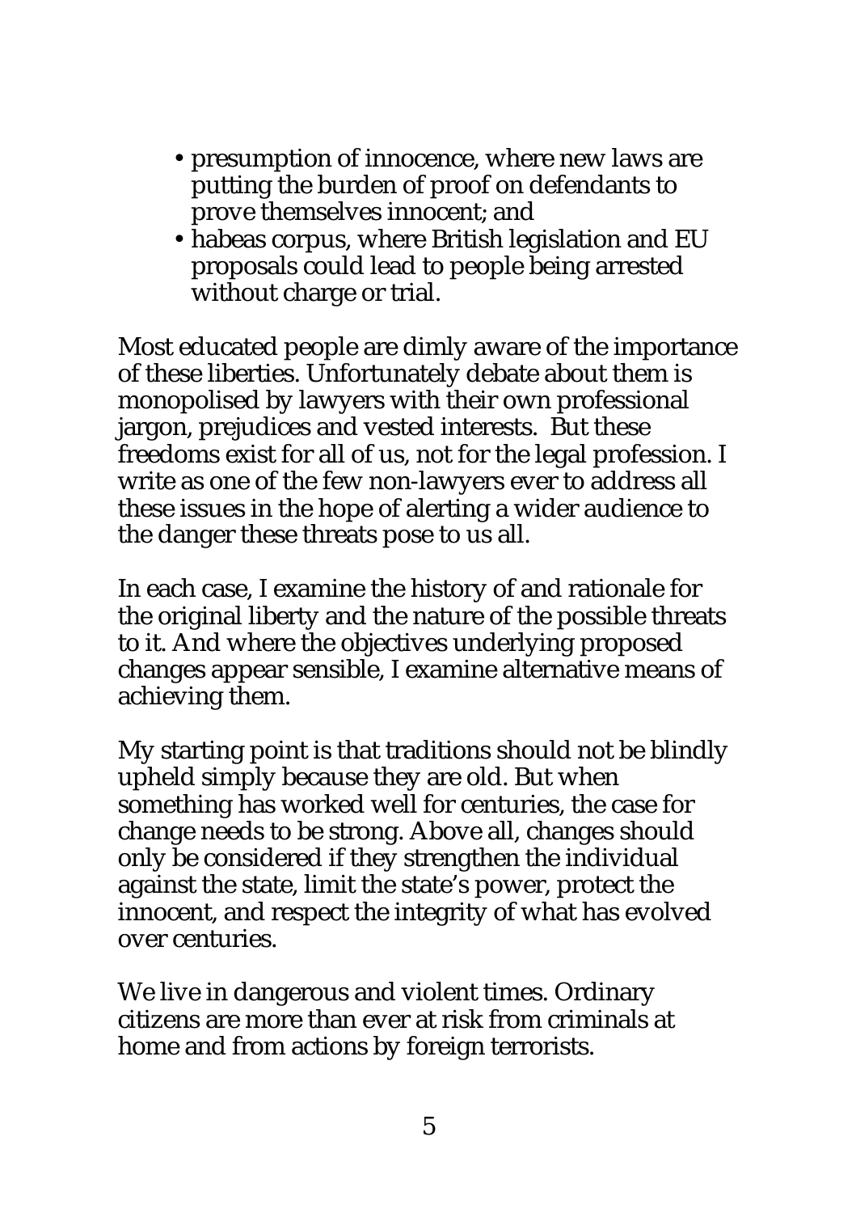- presumption of innocence, where new laws are putting the burden of proof on defendants to prove themselves innocent; and
- habeas corpus, where British legislation and EU proposals could lead to people being arrested without charge or trial.

Most educated people are dimly aware of the importance of these liberties. Unfortunately debate about them is monopolised by lawyers with their own professional jargon, prejudices and vested interests. But these freedoms exist for all of us, not for the legal profession. I write as one of the few non-lawyers ever to address all these issues in the hope of alerting a wider audience to the danger these threats pose to us all.

In each case, I examine the history of and rationale for the original liberty and the nature of the possible threats to it. And where the objectives underlying proposed changes appear sensible, I examine alternative means of achieving them.

My starting point is that traditions should not be blindly upheld simply because they are old. But when something has worked well for centuries, the case for change needs to be strong. Above all, changes should only be considered if they strengthen the individual against the state, limit the state's power, protect the innocent, and respect the integrity of what has evolved over centuries.

We live in dangerous and violent times. Ordinary citizens are more than ever at risk from criminals at home and from actions by foreign terrorists.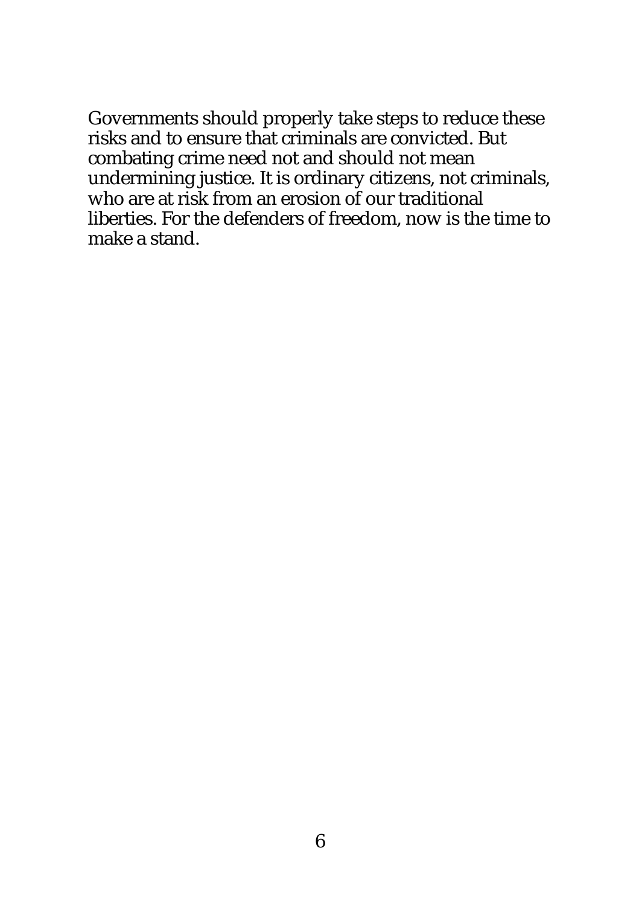Governments should properly take steps to reduce these risks and to ensure that criminals are convicted. But combating crime need not and should not mean undermining justice. It is ordinary citizens, not criminals, who are at risk from an erosion of our traditional liberties. For the defenders of freedom, now is the time to make a stand.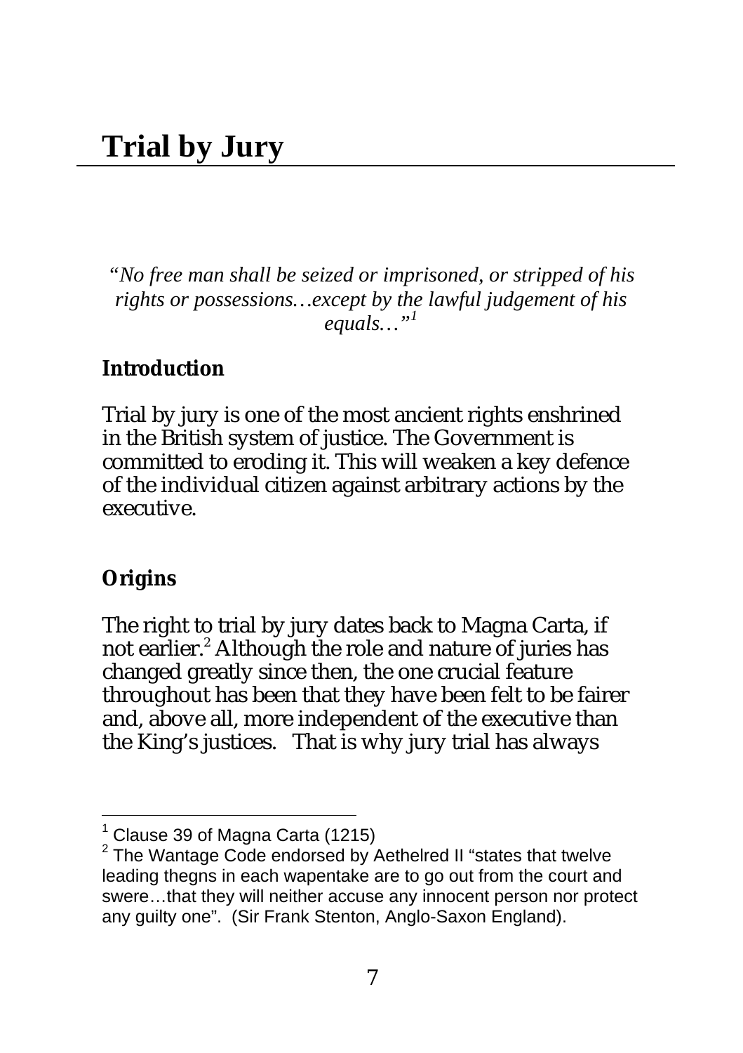# Trial by Jury

*"No free man shall be seized or imprisoned, or stripped of his rights or possessions…except by the lawful judgement of his equals…"*[1]

**Introduction**

Trial by jury is one of the most ancient rights enshrined in the British system of justice. The Government is committed to eroding it. This will weaken a key defence of the individual citizen against arbitrary actions by the executive.

**Origins**

The right to trial by jury dates back to Magna Carta, if not earlier.[2] Although the role and nature of juries has changed greatly since then, the one crucial feature throughout has been that they have been felt to be fairer and, above all, more independent of the executive than the King's justices. That is why jury trial has always

---

[1] Clause 39 of Magna Carta (1215)

[2] The Wantage Code endorsed by Aethelred II "states that twelve leading thegns in each wapentake are to go out from the court and swere…that they will neither accuse any innocent person nor protect any guilty one". (Sir Frank Stenton, Anglo-Saxon England).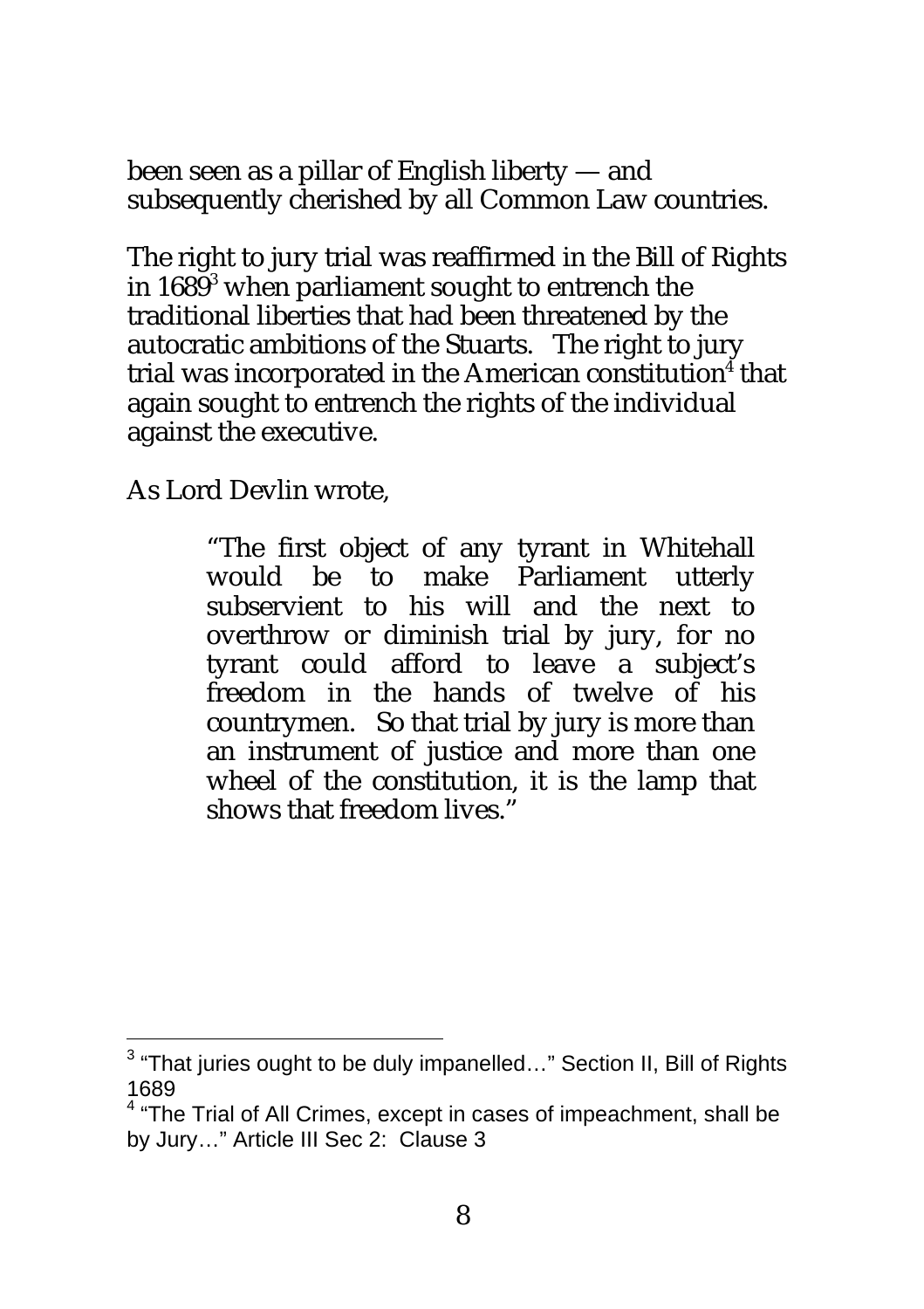been seen as a pillar of English liberty — and subsequently cherished by all Common Law countries.

The right to jury trial was reaffirmed in the Bill of Rights in 1689[3] when parliament sought to entrench the traditional liberties that had been threatened by the autocratic ambitions of the Stuarts. The right to jury trial was incorporated in the American constitution[4] that again sought to entrench the rights of the individual against the executive.

As Lord Devlin wrote,

> "The first object of any tyrant in Whitehall would be to make Parliament utterly subservient to his will and the next to overthrow or diminish trial by jury, for no tyrant could afford to leave a subject's freedom in the hands of twelve of his countrymen. So that trial by jury is more than an instrument of justice and more than one wheel of the constitution, it is the lamp that shows that freedom lives."

---

[3] "That juries ought to be duly impanelled…" Section II, Bill of Rights 1689

[4] "The Trial of All Crimes, except in cases of impeachment, shall be by Jury…" Article III Sec 2: Clause 3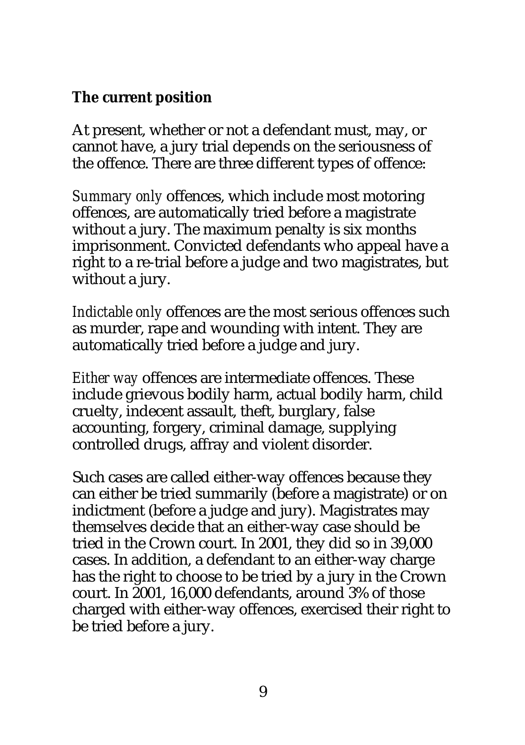**The current position**

At present, whether or not a defendant must, may, or cannot have, a jury trial depends on the seriousness of the offence. There are three different types of offence:

*Summary only* offences, which include most motoring offences, are automatically tried before a magistrate without a jury. The maximum penalty is six months imprisonment. Convicted defendants who appeal have a right to a re-trial before a judge and two magistrates, but without a jury.

*Indictable only* offences are the most serious offences such as murder, rape and wounding with intent. They are automatically tried before a judge and jury.

*Either way* offences are intermediate offences. These include grievous bodily harm, actual bodily harm, child cruelty, indecent assault, theft, burglary, false accounting, forgery, criminal damage, supplying controlled drugs, affray and violent disorder.

Such cases are called either-way offences because they can either be tried summarily (before a magistrate) or on indictment (before a judge and jury). Magistrates may themselves decide that an either-way case should be tried in the Crown court. In 2001, they did so in 39,000 cases. In addition, a defendant to an either-way charge has the right to choose to be tried by a jury in the Crown court. In 2001, 16,000 defendants, around 3% of those charged with either-way offences, exercised their right to be tried before a jury.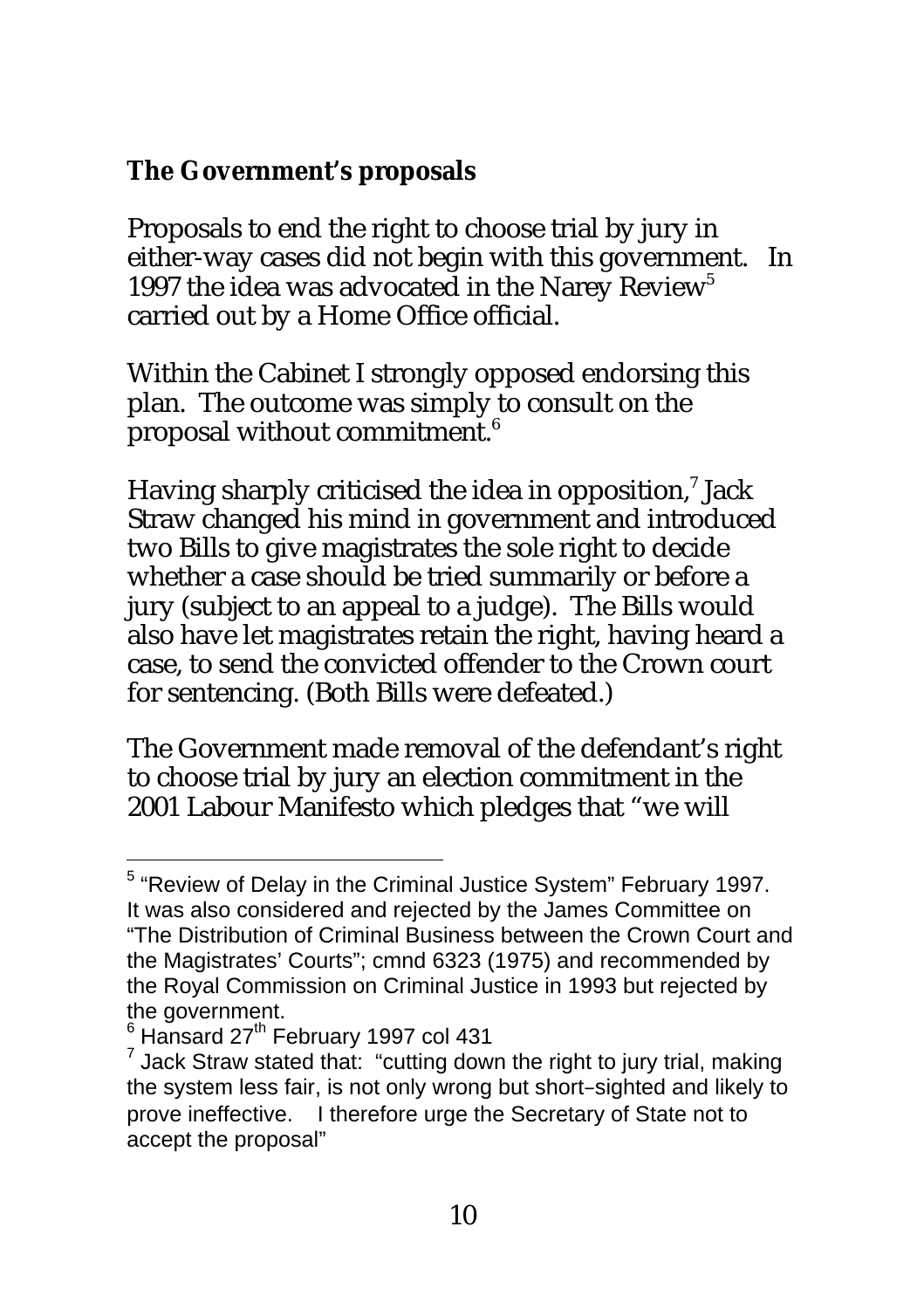**The Government's proposals**

Proposals to end the right to choose trial by jury in either-way cases did not begin with this government. In 1997 the idea was advocated in the Narey Review[5] carried out by a Home Office official.

Within the Cabinet I strongly opposed endorsing this plan. The outcome was simply to consult on the proposal without commitment.[6]

Having sharply criticised the idea in opposition,[7] Jack Straw changed his mind in government and introduced two Bills to give magistrates the sole right to decide whether a case should be tried summarily or before a jury (subject to an appeal to a judge). The Bills would also have let magistrates retain the right, having heard a case, to send the convicted offender to the Crown court for sentencing. (Both Bills were defeated.)

The Government made removal of the defendant's right to choose trial by jury an election commitment in the 2001 Labour Manifesto which pledges that "we will

---

[5] "Review of Delay in the Criminal Justice System" February 1997. It was also considered and rejected by the James Committee on "The Distribution of Criminal Business between the Crown Court and the Magistrates' Courts"; cmnd 6323 (1975) and recommended by the Royal Commission on Criminal Justice in 1993 but rejected by the government.

[6] Hansard 27th February 1997 col 431

[7] Jack Straw stated that: "cutting down the right to jury trial, making the system less fair, is not only wrong but short–sighted and likely to prove ineffective. I therefore urge the Secretary of State not to accept the proposal"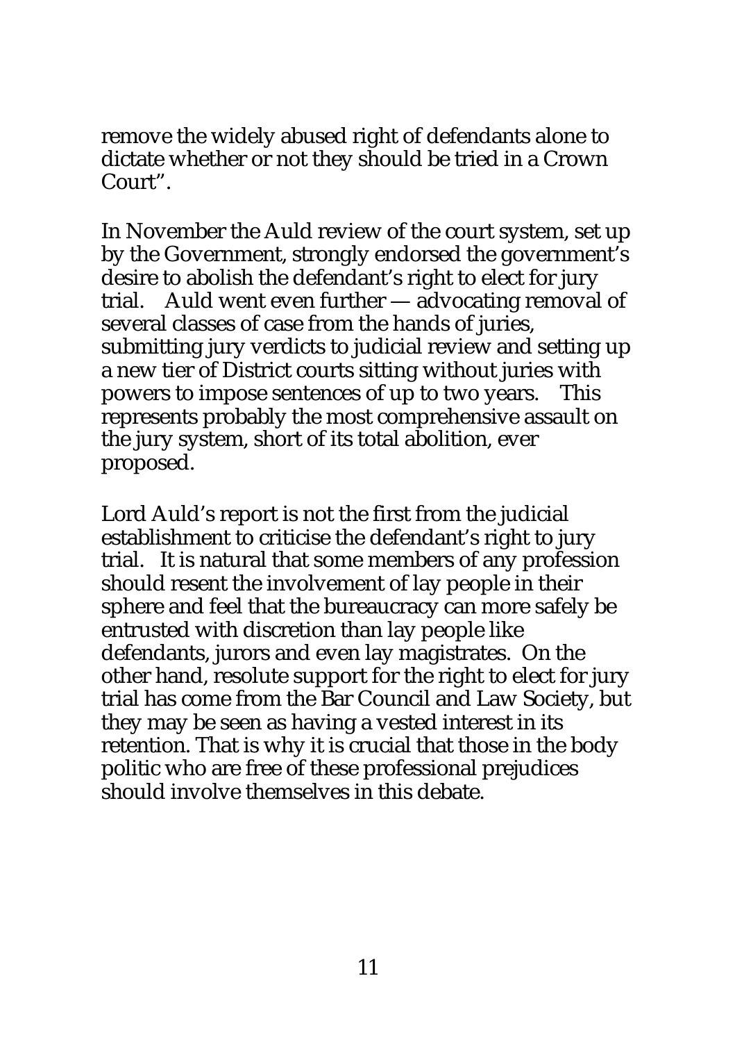remove the widely abused right of defendants alone to dictate whether or not they should be tried in a Crown Court".

In November the Auld review of the court system, set up by the Government, strongly endorsed the government's desire to abolish the defendant's right to elect for jury trial. Auld went even further — advocating removal of several classes of case from the hands of juries, submitting jury verdicts to judicial review and setting up a new tier of District courts sitting without juries with powers to impose sentences of up to two years. This represents probably the most comprehensive assault on the jury system, short of its total abolition, ever proposed.

Lord Auld's report is not the first from the judicial establishment to criticise the defendant's right to jury trial. It is natural that some members of any profession should resent the involvement of lay people in their sphere and feel that the bureaucracy can more safely be entrusted with discretion than lay people like defendants, jurors and even lay magistrates. On the other hand, resolute support for the right to elect for jury trial has come from the Bar Council and Law Society, but they may be seen as having a vested interest in its retention. That is why it is crucial that those in the body politic who are free of these professional prejudices should involve themselves in this debate.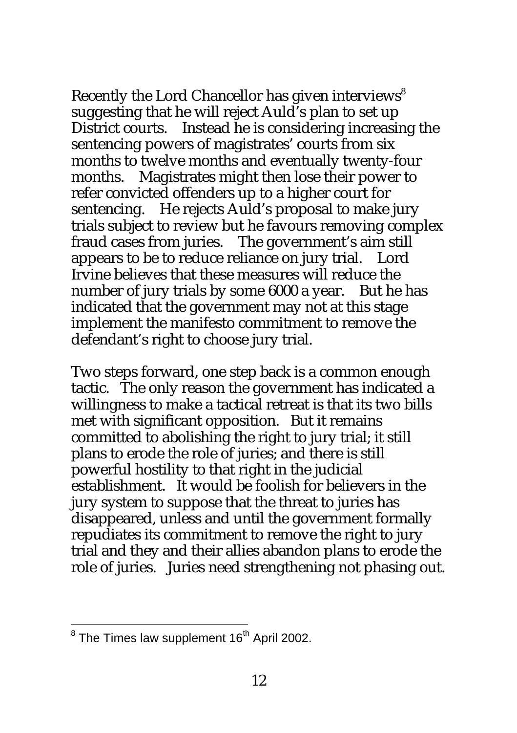Recently the Lord Chancellor has given interviews[8] suggesting that he will reject Auld's plan to set up District courts. Instead he is considering increasing the sentencing powers of magistrates' courts from six months to twelve months and eventually twenty-four months. Magistrates might then lose their power to refer convicted offenders up to a higher court for sentencing. He rejects Auld's proposal to make jury trials subject to review but he favours removing complex fraud cases from juries. The government's aim still appears to be to reduce reliance on jury trial. Lord Irvine believes that these measures will reduce the number of jury trials by some 6000 a year. But he has indicated that the government may not at this stage implement the manifesto commitment to remove the defendant's right to choose jury trial.

Two steps forward, one step back is a common enough tactic. The only reason the government has indicated a willingness to make a tactical retreat is that its two bills met with significant opposition. But it remains committed to abolishing the right to jury trial; it still plans to erode the role of juries; and there is still powerful hostility to that right in the judicial establishment. It would be foolish for believers in the jury system to suppose that the threat to juries has disappeared, unless and until the government formally repudiates its commitment to remove the right to jury trial and they and their allies abandon plans to erode the role of juries. Juries need strengthening not phasing out.

---

[8] The Times law supplement 16th April 2002.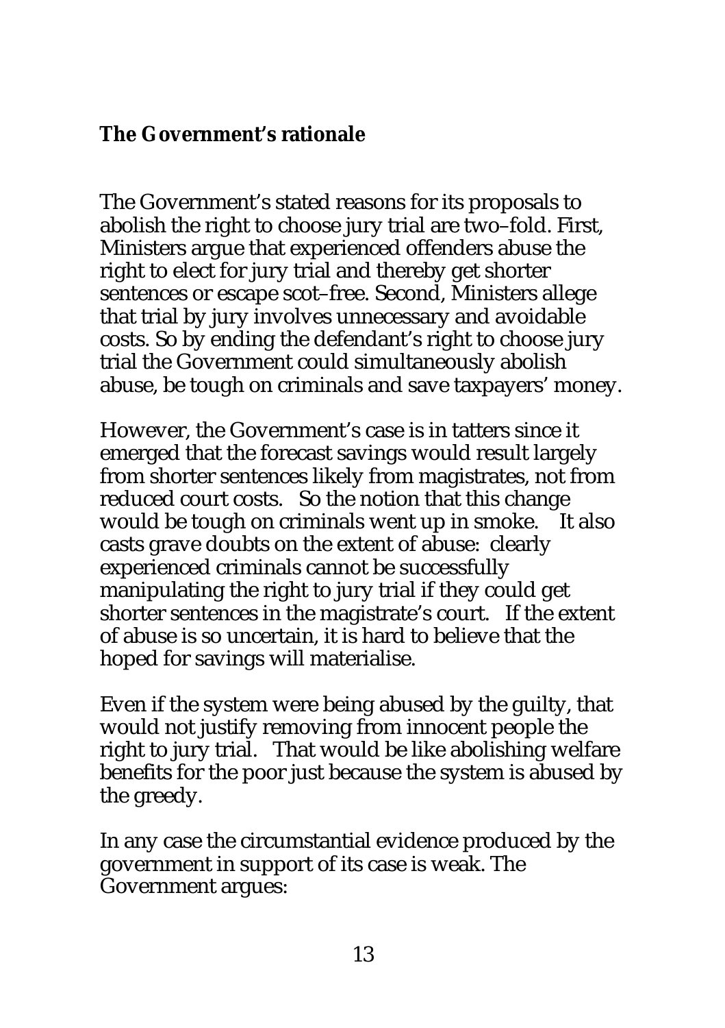**The Government's rationale**

The Government's stated reasons for its proposals to abolish the right to choose jury trial are two–fold. First, Ministers argue that experienced offenders abuse the right to elect for jury trial and thereby get shorter sentences or escape scot–free. Second, Ministers allege that trial by jury involves unnecessary and avoidable costs. So by ending the defendant's right to choose jury trial the Government could simultaneously abolish abuse, be tough on criminals and save taxpayers' money.

However, the Government's case is in tatters since it emerged that the forecast savings would result largely from shorter sentences likely from magistrates, not from reduced court costs. So the notion that this change would be tough on criminals went up in smoke. It also casts grave doubts on the extent of abuse: clearly experienced criminals cannot be successfully manipulating the right to jury trial if they could get shorter sentences in the magistrate's court. If the extent of abuse is so uncertain, it is hard to believe that the hoped for savings will materialise.

Even if the system were being abused by the guilty, that would not justify removing from innocent people the right to jury trial. That would be like abolishing welfare benefits for the poor just because the system is abused by the greedy.

In any case the circumstantial evidence produced by the government in support of its case is weak. The Government argues: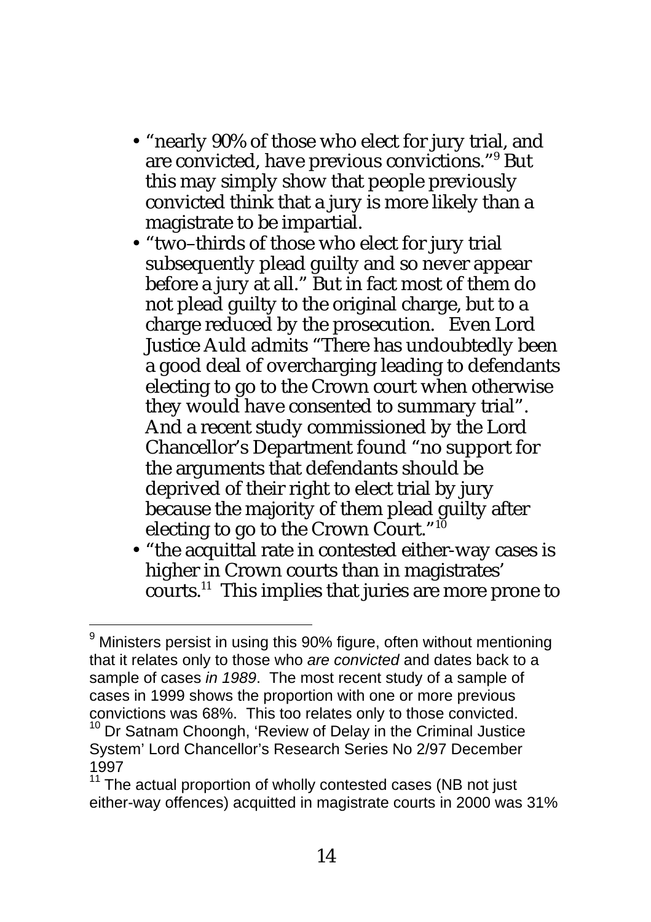- "nearly 90% of those who elect for jury trial, and are convicted, have previous convictions."[9] But this may simply show that people previously convicted think that a jury is more likely than a magistrate to be impartial.
- "two–thirds of those who elect for jury trial subsequently plead guilty and so never appear before a jury at all." But in fact most of them do not plead guilty to the original charge, but to a charge reduced by the prosecution. Even Lord Justice Auld admits "There has undoubtedly been a good deal of overcharging leading to defendants electing to go to the Crown court when otherwise they would have consented to summary trial". And a recent study commissioned by the Lord Chancellor's Department found "no support for the arguments that defendants should be deprived of their right to elect trial by jury because the majority of them plead guilty after electing to go to the Crown Court."[10]
- "the acquittal rate in contested either-way cases is higher in Crown courts than in magistrates' courts.[11] This implies that juries are more prone to

---

[9] Ministers persist in using this 90% figure, often without mentioning that it relates only to those who *are convicted* and dates back to a sample of cases *in 1989*. The most recent study of a sample of cases in 1999 shows the proportion with one or more previous convictions was 68%. This too relates only to those convicted.

[10] Dr Satnam Choongh, 'Review of Delay in the Criminal Justice System' Lord Chancellor's Research Series No 2/97 December 1997

[11] The actual proportion of wholly contested cases (NB not just either-way offences) acquitted in magistrate courts in 2000 was 31%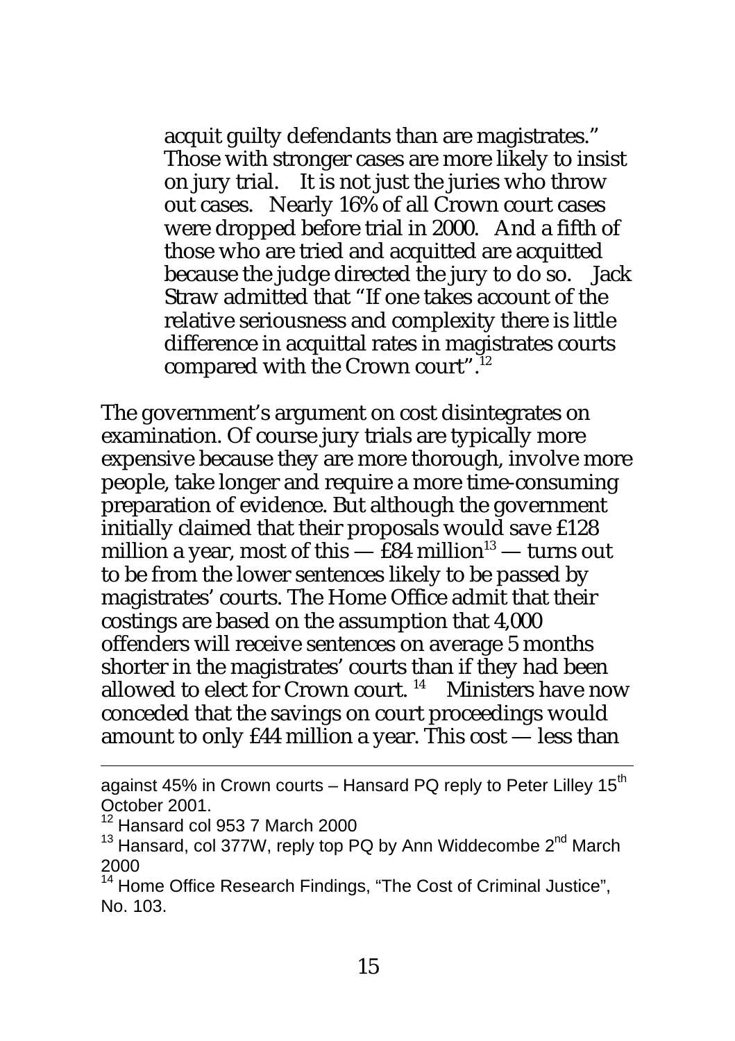> acquit guilty defendants than are magistrates." Those with stronger cases are more likely to insist on jury trial. It is not just the juries who throw out cases. Nearly 16% of all Crown court cases were dropped before trial in 2000. And a fifth of those who are tried and acquitted are acquitted because the judge directed the jury to do so. Jack Straw admitted that "If one takes account of the relative seriousness and complexity there is little difference in acquittal rates in magistrates courts compared with the Crown court".[12]

The government's argument on cost disintegrates on examination. Of course jury trials are typically more expensive because they are more thorough, involve more people, take longer and require a more time-consuming preparation of evidence. But although the government initially claimed that their proposals would save £128 million a year, most of this — £84 million[13] — turns out to be from the lower sentences likely to be passed by magistrates' courts. The Home Office admit that their costings are based on the assumption that 4,000 offenders will receive sentences on average 5 months shorter in the magistrates' courts than if they had been allowed to elect for Crown court.[14] Ministers have now conceded that the savings on court proceedings would amount to only £44 million a year. This cost — less than

---

against 45% in Crown courts – Hansard PQ reply to Peter Lilley 15th October 2001.

[12] Hansard col 953 7 March 2000

[13] Hansard, col 377W, reply top PQ by Ann Widdecombe 2nd March 2000

[14] Home Office Research Findings, "The Cost of Criminal Justice", No. 103.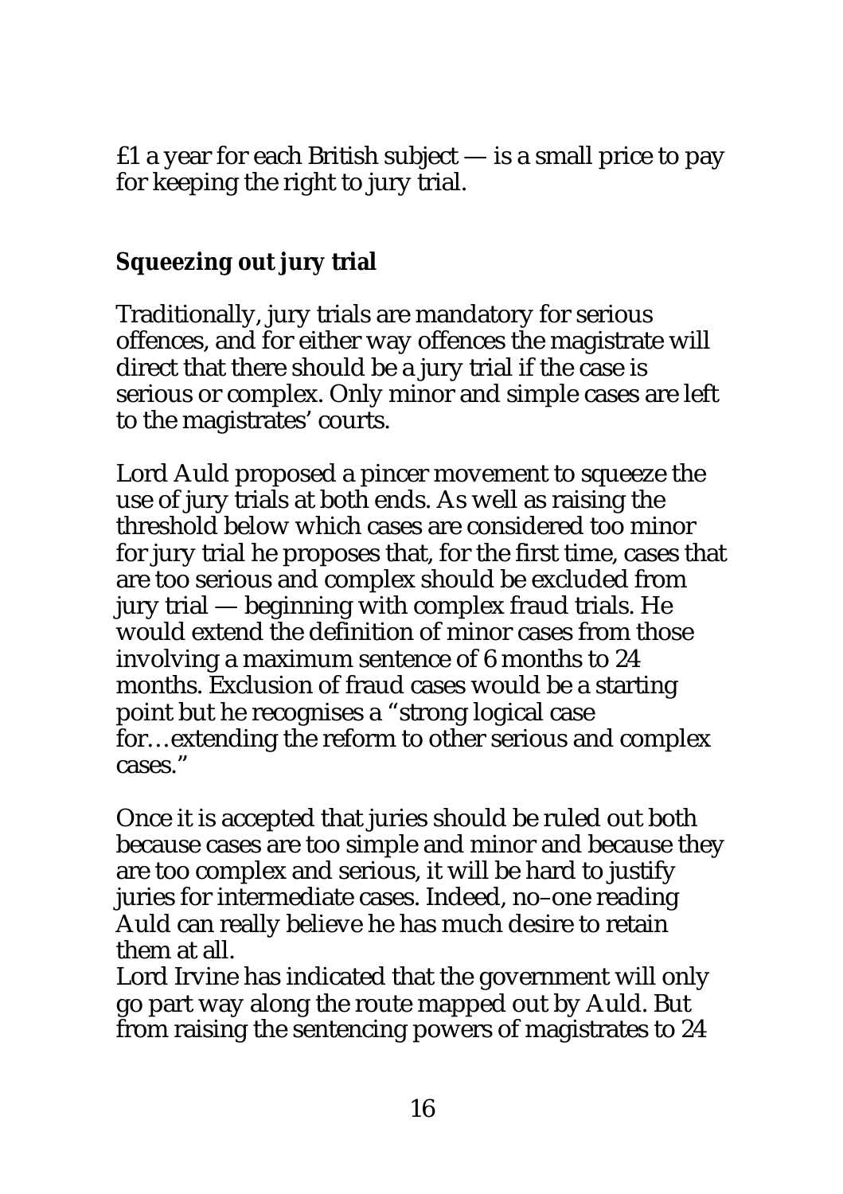£1 a year for each British subject — is a small price to pay for keeping the right to jury trial.

## Squeezing out jury trial

Traditionally, jury trials are mandatory for serious offences, and for either way offences the magistrate will direct that there should be a jury trial if the case is serious or complex. Only minor and simple cases are left to the magistrates' courts.

Lord Auld proposed a pincer movement to squeeze the use of jury trials at both ends. As well as raising the threshold below which cases are considered too minor for jury trial he proposes that, for the first time, cases that are too serious and complex should be excluded from jury trial — beginning with complex fraud trials. He would extend the definition of minor cases from those involving a maximum sentence of 6 months to 24 months. Exclusion of fraud cases would be a starting point but he recognises a "strong logical case for…extending the reform to other serious and complex cases."

Once it is accepted that juries should be ruled out both because cases are too simple and minor and because they are too complex and serious, it will be hard to justify juries for intermediate cases. Indeed, no–one reading Auld can really believe he has much desire to retain them at all.
Lord Irvine has indicated that the government will only go part way along the route mapped out by Auld. But from raising the sentencing powers of magistrates to 24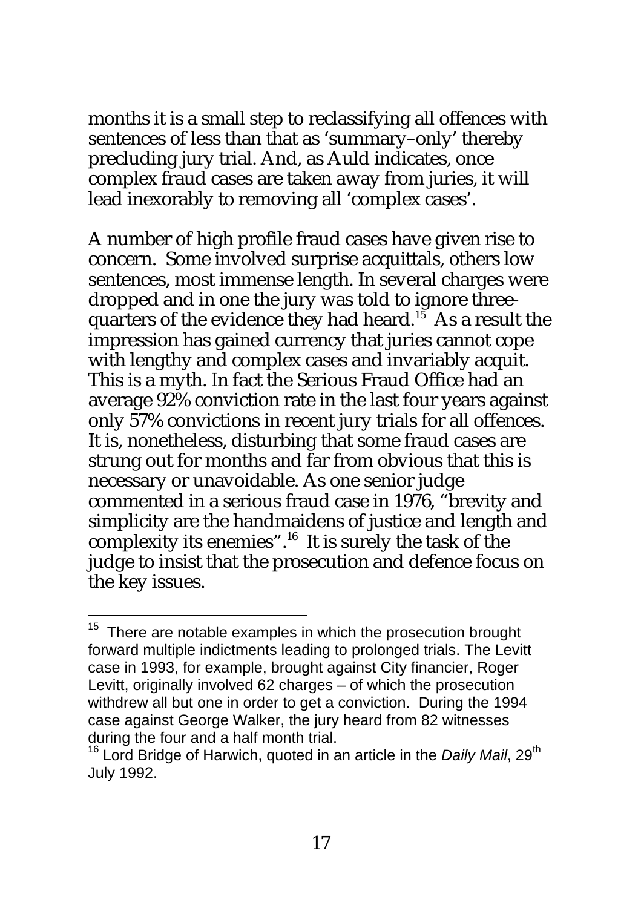months it is a small step to reclassifying all offences with sentences of less than that as 'summary–only' thereby precluding jury trial. And, as Auld indicates, once complex fraud cases are taken away from juries, it will lead inexorably to removing all 'complex cases'.

A number of high profile fraud cases have given rise to concern. Some involved surprise acquittals, others low sentences, most immense length. In several charges were dropped and in one the jury was told to ignore three-quarters of the evidence they had heard.[15] As a result the impression has gained currency that juries cannot cope with lengthy and complex cases and invariably acquit. This is a myth. In fact the Serious Fraud Office had an average 92% conviction rate in the last four years against only 57% convictions in recent jury trials for all offences. It is, nonetheless, disturbing that some fraud cases are strung out for months and far from obvious that this is necessary or unavoidable. As one senior judge commented in a serious fraud case in 1976, "brevity and simplicity are the handmaidens of justice and length and complexity its enemies".[16] It is surely the task of the judge to insist that the prosecution and defence focus on the key issues.

---

[15] There are notable examples in which the prosecution brought forward multiple indictments leading to prolonged trials. The Levitt case in 1993, for example, brought against City financier, Roger Levitt, originally involved 62 charges – of which the prosecution withdrew all but one in order to get a conviction. During the 1994 case against George Walker, the jury heard from 82 witnesses during the four and a half month trial.

[16] Lord Bridge of Harwich, quoted in an article in the *Daily Mail*, 29th July 1992.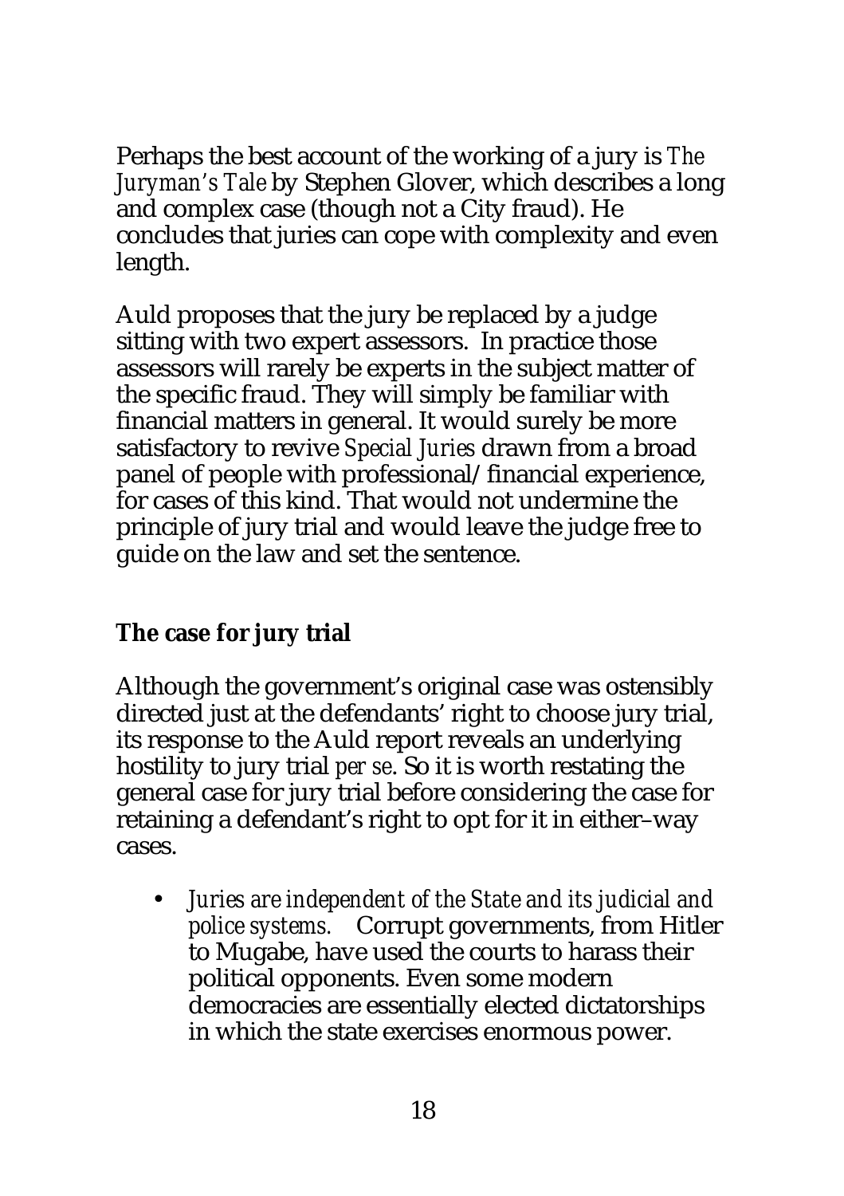Perhaps the best account of the working of a jury is *The Juryman's Tale* by Stephen Glover, which describes a long and complex case (though not a City fraud). He concludes that juries can cope with complexity and even length.

Auld proposes that the jury be replaced by a judge sitting with two expert assessors. In practice those assessors will rarely be experts in the subject matter of the specific fraud. They will simply be familiar with financial matters in general. It would surely be more satisfactory to revive *Special Juries* drawn from a broad panel of people with professional/financial experience, for cases of this kind. That would not undermine the principle of jury trial and would leave the judge free to guide on the law and set the sentence.

**The case for jury trial**

Although the government's original case was ostensibly directed just at the defendants' right to choose jury trial, its response to the Auld report reveals an underlying hostility to jury trial *per se*. So it is worth restating the general case for jury trial before considering the case for retaining a defendant's right to opt for it in either–way cases.

- *Juries are independent of the State and its judicial and police systems.* Corrupt governments, from Hitler to Mugabe, have used the courts to harass their political opponents. Even some modern democracies are essentially elected dictatorships in which the state exercises enormous power.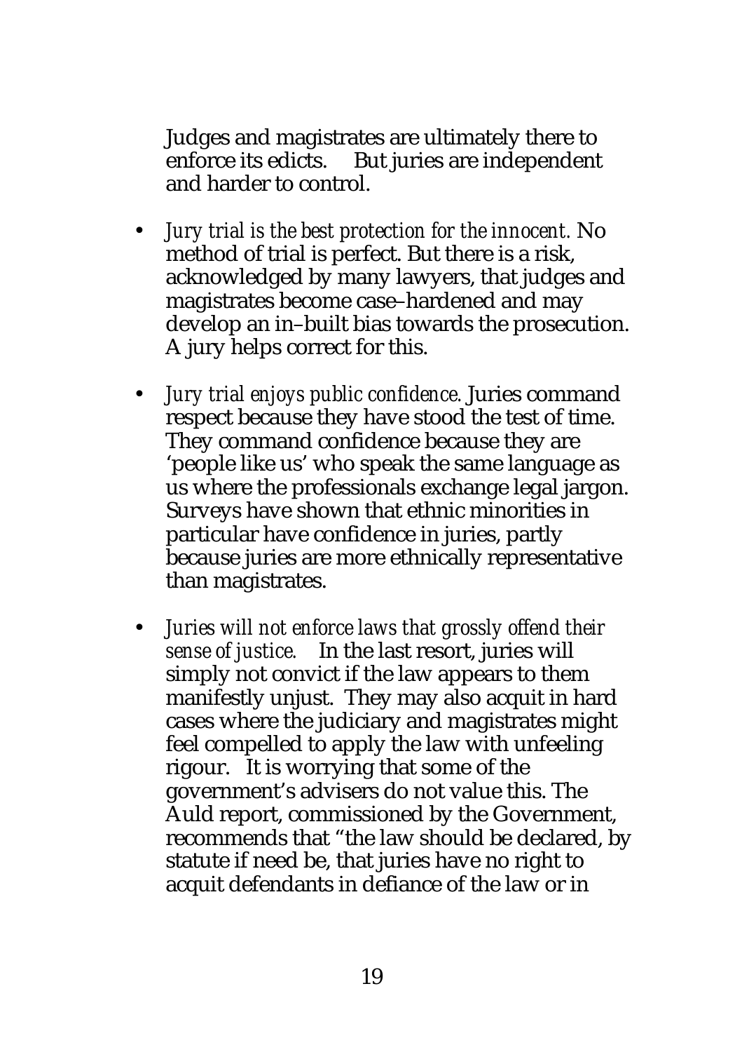Judges and magistrates are ultimately there to enforce its edicts. But juries are independent and harder to control.

- *Jury trial is the best protection for the innocent.* No method of trial is perfect. But there is a risk, acknowledged by many lawyers, that judges and magistrates become case–hardened and may develop an in–built bias towards the prosecution. A jury helps correct for this.

- *Jury trial enjoys public confidence.* Juries command respect because they have stood the test of time. They command confidence because they are 'people like us' who speak the same language as us where the professionals exchange legal jargon. Surveys have shown that ethnic minorities in particular have confidence in juries, partly because juries are more ethnically representative than magistrates.

- *Juries will not enforce laws that grossly offend their sense of justice.* In the last resort, juries will simply not convict if the law appears to them manifestly unjust. They may also acquit in hard cases where the judiciary and magistrates might feel compelled to apply the law with unfeeling rigour. It is worrying that some of the government's advisers do not value this. The Auld report, commissioned by the Government, recommends that "the law should be declared, by statute if need be, that juries have no right to acquit defendants in defiance of the law or in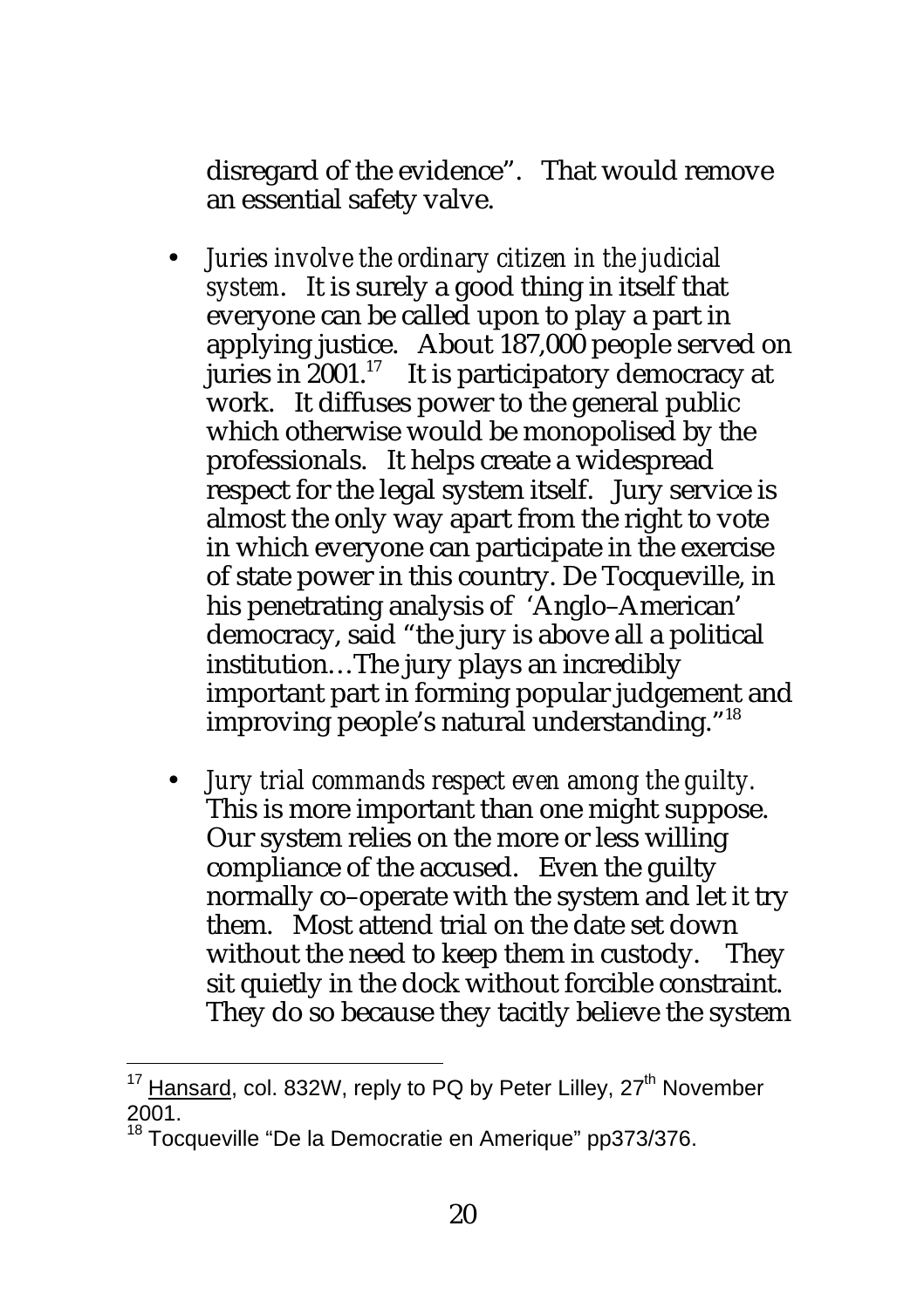disregard of the evidence". That would remove an essential safety valve.

- *Juries involve the ordinary citizen in the judicial system*. It is surely a good thing in itself that everyone can be called upon to play a part in applying justice. About 187,000 people served on juries in 2001.[17] It is participatory democracy at work. It diffuses power to the general public which otherwise would be monopolised by the professionals. It helps create a widespread respect for the legal system itself. Jury service is almost the only way apart from the right to vote in which everyone can participate in the exercise of state power in this country. De Tocqueville, in his penetrating analysis of 'Anglo–American' democracy, said "the jury is above all a political institution…The jury plays an incredibly important part in forming popular judgement and improving people's natural understanding."[18]

- *Jury trial commands respect even among the guilty.* This is more important than one might suppose. Our system relies on the more or less willing compliance of the accused. Even the guilty normally co–operate with the system and let it try them. Most attend trial on the date set down without the need to keep them in custody. They sit quietly in the dock without forcible constraint. They do so because they tacitly believe the system

---

[17] Hansard, col. 832W, reply to PQ by Peter Lilley, 27th November 2001.

[18] Tocqueville "De la Democratie en Amerique" pp373/376.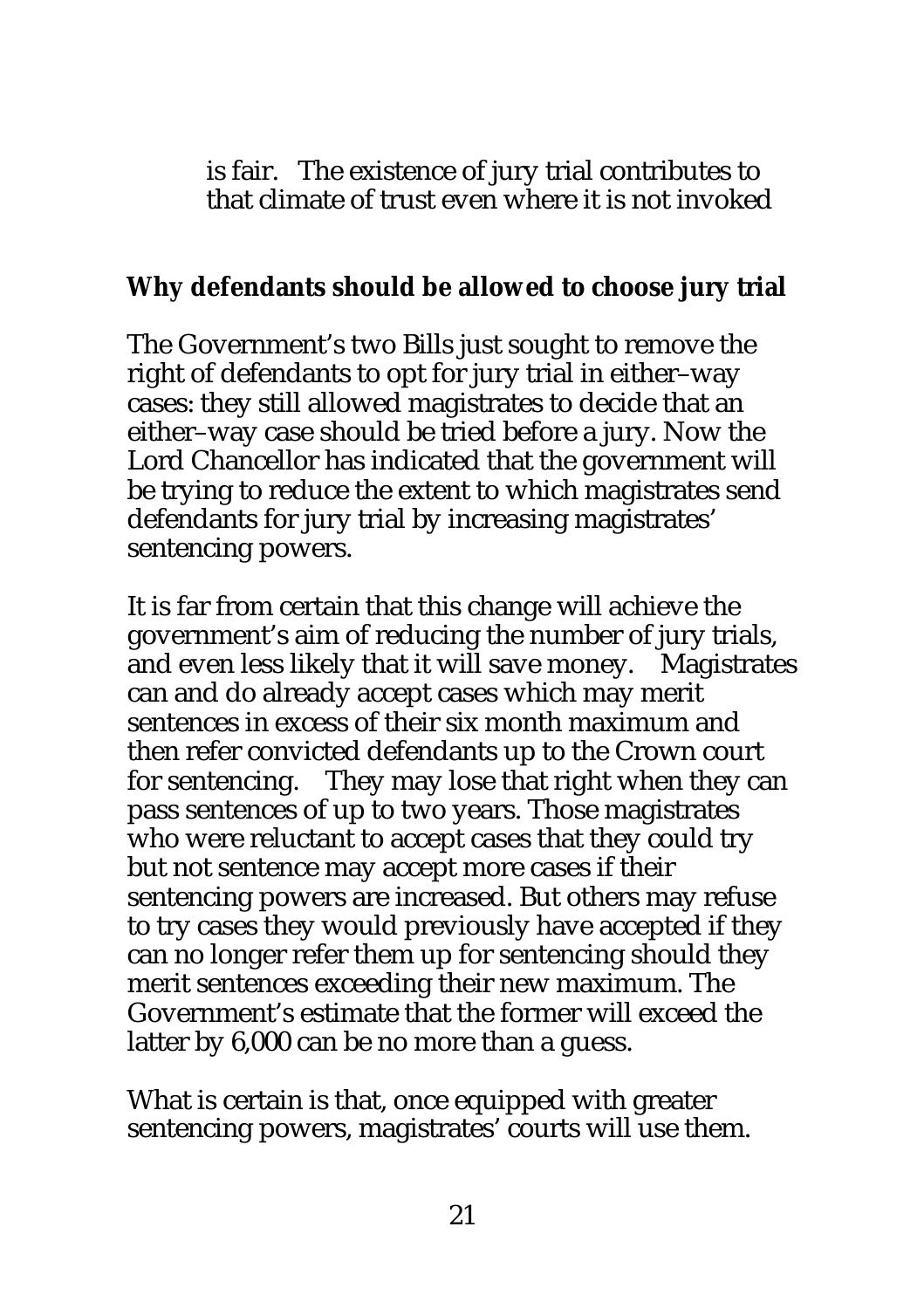is fair. The existence of jury trial contributes to that climate of trust even where it is not invoked

## Why defendants should be allowed to choose jury trial

The Government's two Bills just sought to remove the right of defendants to opt for jury trial in either–way cases: they still allowed magistrates to decide that an either–way case should be tried before a jury. Now the Lord Chancellor has indicated that the government will be trying to reduce the extent to which magistrates send defendants for jury trial by increasing magistrates' sentencing powers.

It is far from certain that this change will achieve the government's aim of reducing the number of jury trials, and even less likely that it will save money. Magistrates can and do already accept cases which may merit sentences in excess of their six month maximum and then refer convicted defendants up to the Crown court for sentencing. They may lose that right when they can pass sentences of up to two years. Those magistrates who were reluctant to accept cases that they could try but not sentence may accept more cases if their sentencing powers are increased. But others may refuse to try cases they would previously have accepted if they can no longer refer them up for sentencing should they merit sentences exceeding their new maximum. The Government's estimate that the former will exceed the latter by 6,000 can be no more than a guess.

What is certain is that, once equipped with greater sentencing powers, magistrates' courts will use them.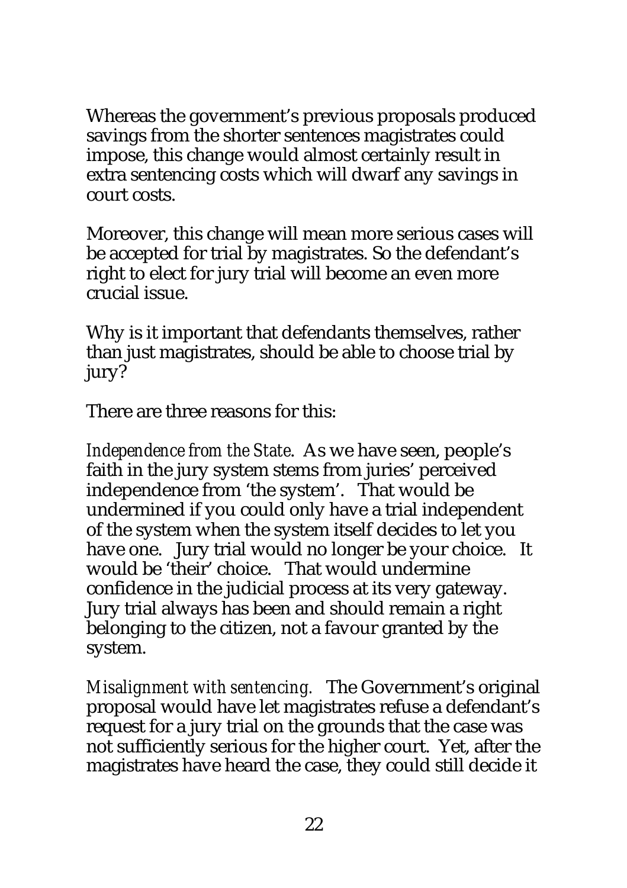Whereas the government's previous proposals produced savings from the shorter sentences magistrates could impose, this change would almost certainly result in extra sentencing costs which will dwarf any savings in court costs.

Moreover, this change will mean more serious cases will be accepted for trial by magistrates. So the defendant's right to elect for jury trial will become an even more crucial issue.

Why is it important that defendants themselves, rather than just magistrates, should be able to choose trial by jury?

There are three reasons for this:

*Independence from the State*. As we have seen, people's faith in the jury system stems from juries' perceived independence from 'the system'. That would be undermined if you could only have a trial independent of the system when the system itself decides to let you have one. Jury trial would no longer be your choice. It would be 'their' choice. That would undermine confidence in the judicial process at its very gateway. Jury trial always has been and should remain a right belonging to the citizen, not a favour granted by the system.

*Misalignment with sentencing.* The Government's original proposal would have let magistrates refuse a defendant's request for a jury trial on the grounds that the case was not sufficiently serious for the higher court. Yet, after the magistrates have heard the case, they could still decide it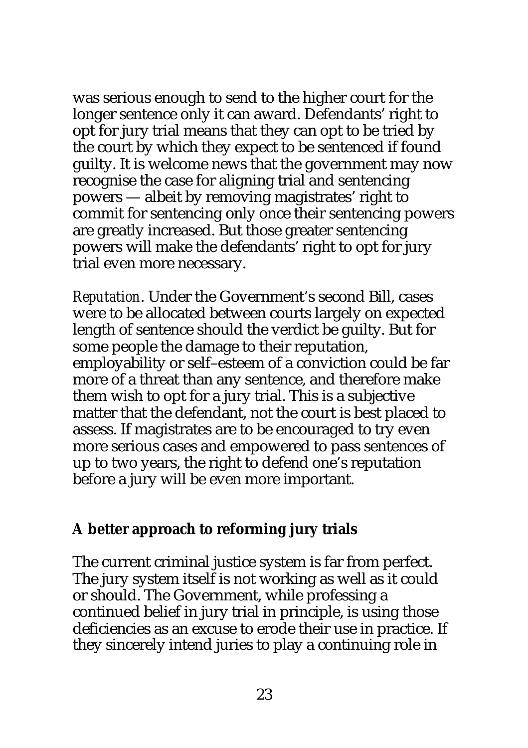was serious enough to send to the higher court for the longer sentence only it can award. Defendants' right to opt for jury trial means that they can opt to be tried by the court by which they expect to be sentenced if found guilty. It is welcome news that the government may now recognise the case for aligning trial and sentencing powers — albeit by removing magistrates' right to commit for sentencing only once their sentencing powers are greatly increased. But those greater sentencing powers will make the defendants' right to opt for jury trial even more necessary.

*Reputation*. Under the Government's second Bill, cases were to be allocated between courts largely on expected length of sentence should the verdict be guilty. But for some people the damage to their reputation, employability or self–esteem of a conviction could be far more of a threat than any sentence, and therefore make them wish to opt for a jury trial. This is a subjective matter that the defendant, not the court is best placed to assess. If magistrates are to be encouraged to try even more serious cases and empowered to pass sentences of up to two years, the right to defend one's reputation before a jury will be even more important.

## A better approach to reforming jury trials

The current criminal justice system is far from perfect. The jury system itself is not working as well as it could or should. The Government, while professing a continued belief in jury trial in principle, is using those deficiencies as an excuse to erode their use in practice. If they sincerely intend juries to play a continuing role in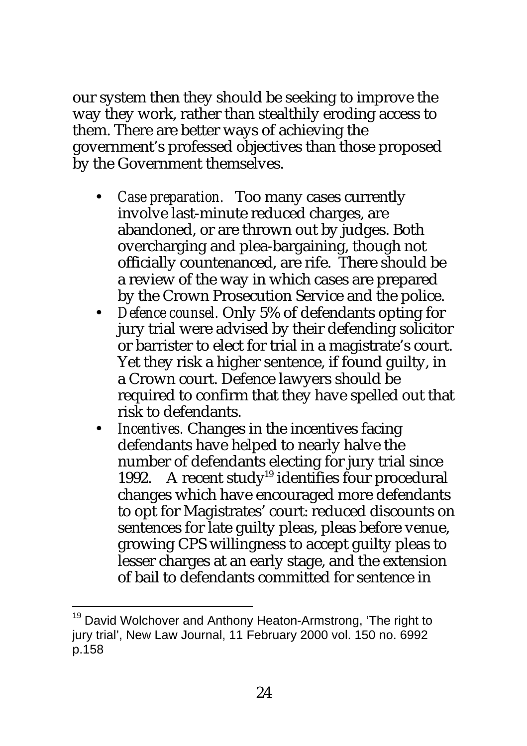our system then they should be seeking to improve the way they work, rather than stealthily eroding access to them. There are better ways of achieving the government's professed objectives than those proposed by the Government themselves.

- *Case preparation.* Too many cases currently involve last-minute reduced charges, are abandoned, or are thrown out by judges. Both overcharging and plea-bargaining, though not officially countenanced, are rife. There should be a review of the way in which cases are prepared by the Crown Prosecution Service and the police.
- *Defence counsel.* Only 5% of defendants opting for jury trial were advised by their defending solicitor or barrister to elect for trial in a magistrate's court. Yet they risk a higher sentence, if found guilty, in a Crown court. Defence lawyers should be required to confirm that they have spelled out that risk to defendants.
- *Incentives.* Changes in the incentives facing defendants have helped to nearly halve the number of defendants electing for jury trial since 1992. A recent study[19] identifies four procedural changes which have encouraged more defendants to opt for Magistrates' court: reduced discounts on sentences for late guilty pleas, pleas before venue, growing CPS willingness to accept guilty pleas to lesser charges at an early stage, and the extension of bail to defendants committed for sentence in

[19] David Wolchover and Anthony Heaton-Armstrong, 'The right to jury trial', New Law Journal, 11 February 2000 vol. 150 no. 6992 p.158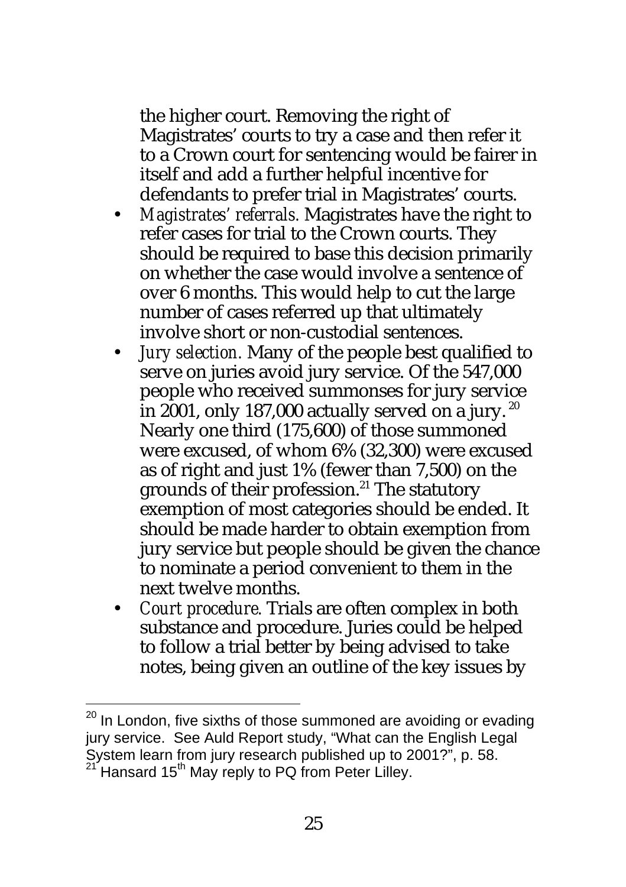the higher court. Removing the right of Magistrates' courts to try a case and then refer it to a Crown court for sentencing would be fairer in itself and add a further helpful incentive for defendants to prefer trial in Magistrates' courts.

- *Magistrates' referrals.* Magistrates have the right to refer cases for trial to the Crown courts. They should be required to base this decision primarily on whether the case would involve a sentence of over 6 months. This would help to cut the large number of cases referred up that ultimately involve short or non-custodial sentences.
- *Jury selection.* Many of the people best qualified to serve on juries avoid jury service. Of the 547,000 people who received summonses for jury service in 2001, only 187,000 actually served on a jury.[20] Nearly one third (175,600) of those summoned were excused, of whom 6% (32,300) were excused as of right and just 1% (fewer than 7,500) on the grounds of their profession.[21] The statutory exemption of most categories should be ended. It should be made harder to obtain exemption from jury service but people should be given the chance to nominate a period convenient to them in the next twelve months.
- *Court procedure.* Trials are often complex in both substance and procedure. Juries could be helped to follow a trial better by being advised to take notes, being given an outline of the key issues by

---

[20] In London, five sixths of those summoned are avoiding or evading jury service. See Auld Report study, "What can the English Legal System learn from jury research published up to 2001?", p. 58.

[21] Hansard 15th May reply to PQ from Peter Lilley.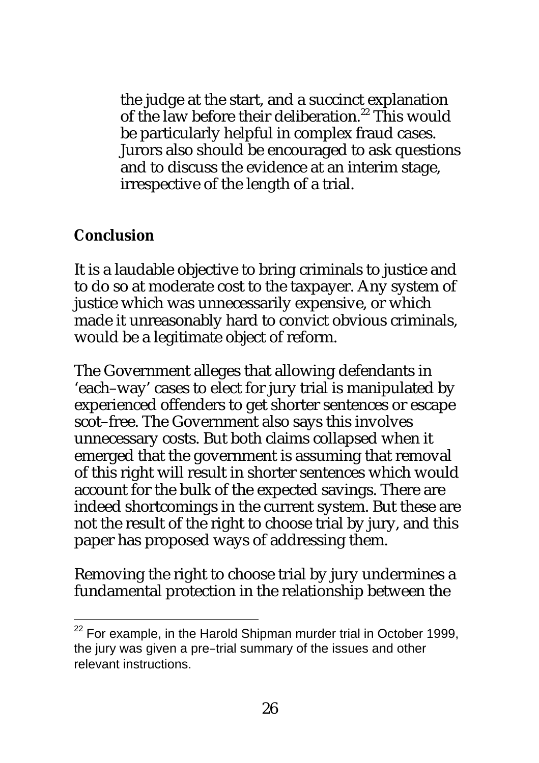the judge at the start, and a succinct explanation of the law before their deliberation.[22] This would be particularly helpful in complex fraud cases. Jurors also should be encouraged to ask questions and to discuss the evidence at an interim stage, irrespective of the length of a trial.

## Conclusion

It is a laudable objective to bring criminals to justice and to do so at moderate cost to the taxpayer. Any system of justice which was unnecessarily expensive, or which made it unreasonably hard to convict obvious criminals, would be a legitimate object of reform.

The Government alleges that allowing defendants in 'each–way' cases to elect for jury trial is manipulated by experienced offenders to get shorter sentences or escape scot–free. The Government also says this involves unnecessary costs. But both claims collapsed when it emerged that the government is assuming that removal of this right will result in shorter sentences which would account for the bulk of the expected savings. There are indeed shortcomings in the current system. But these are not the result of the right to choose trial by jury, and this paper has proposed ways of addressing them.

Removing the right to choose trial by jury undermines a fundamental protection in the relationship between the

[22] For example, in the Harold Shipman murder trial in October 1999, the jury was given a pre–trial summary of the issues and other relevant instructions.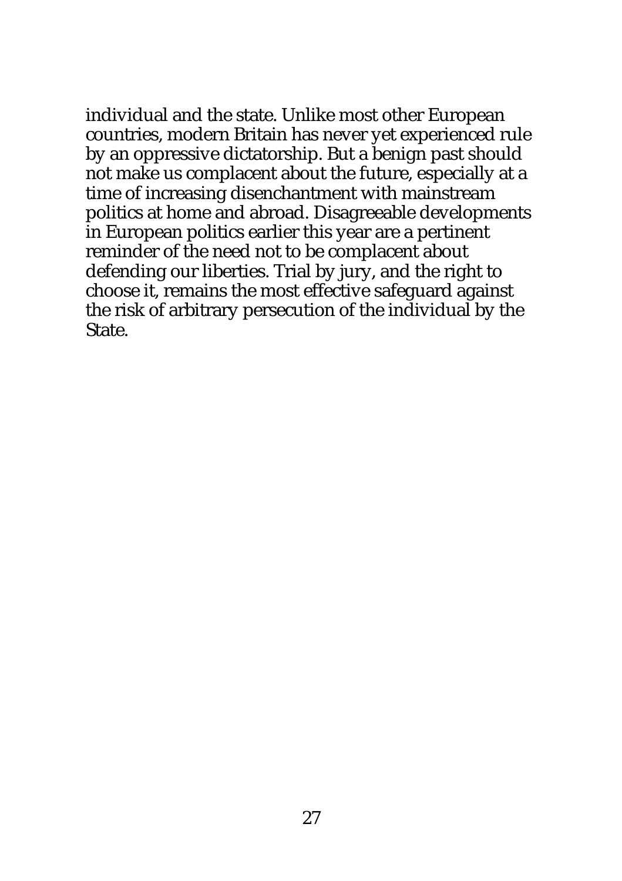individual and the state. Unlike most other European countries, modern Britain has never yet experienced rule by an oppressive dictatorship. But a benign past should not make us complacent about the future, especially at a time of increasing disenchantment with mainstream politics at home and abroad. Disagreeable developments in European politics earlier this year are a pertinent reminder of the need not to be complacent about defending our liberties. Trial by jury, and the right to choose it, remains the most effective safeguard against the risk of arbitrary persecution of the individual by the State.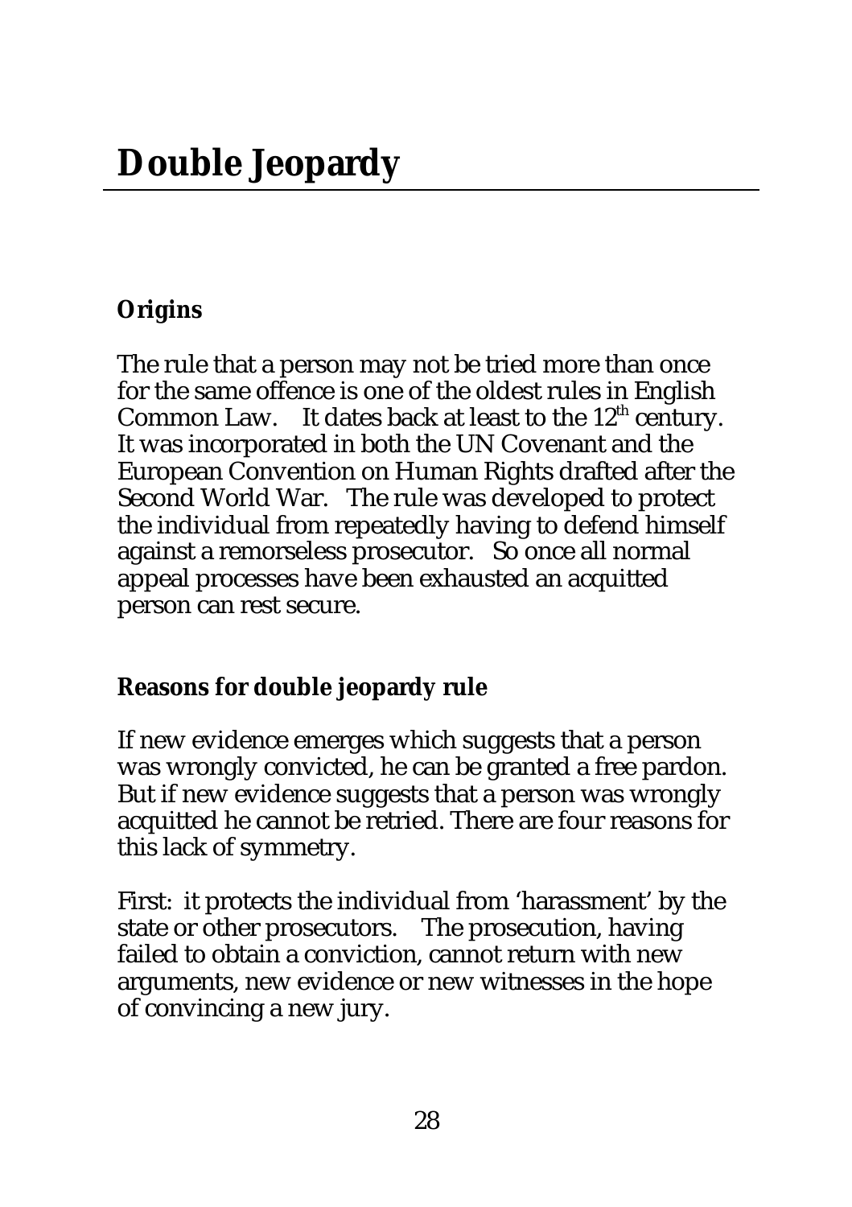# Double Jeopardy

## Origins

The rule that a person may not be tried more than once for the same offence is one of the oldest rules in English Common Law. It dates back at least to the 12th century. It was incorporated in both the UN Covenant and the European Convention on Human Rights drafted after the Second World War. The rule was developed to protect the individual from repeatedly having to defend himself against a remorseless prosecutor. So once all normal appeal processes have been exhausted an acquitted person can rest secure.

## Reasons for double jeopardy rule

If new evidence emerges which suggests that a person was wrongly convicted, he can be granted a free pardon. But if new evidence suggests that a person was wrongly acquitted he cannot be retried. There are four reasons for this lack of symmetry.

First: it protects the individual from 'harassment' by the state or other prosecutors. The prosecution, having failed to obtain a conviction, cannot return with new arguments, new evidence or new witnesses in the hope of convincing a new jury.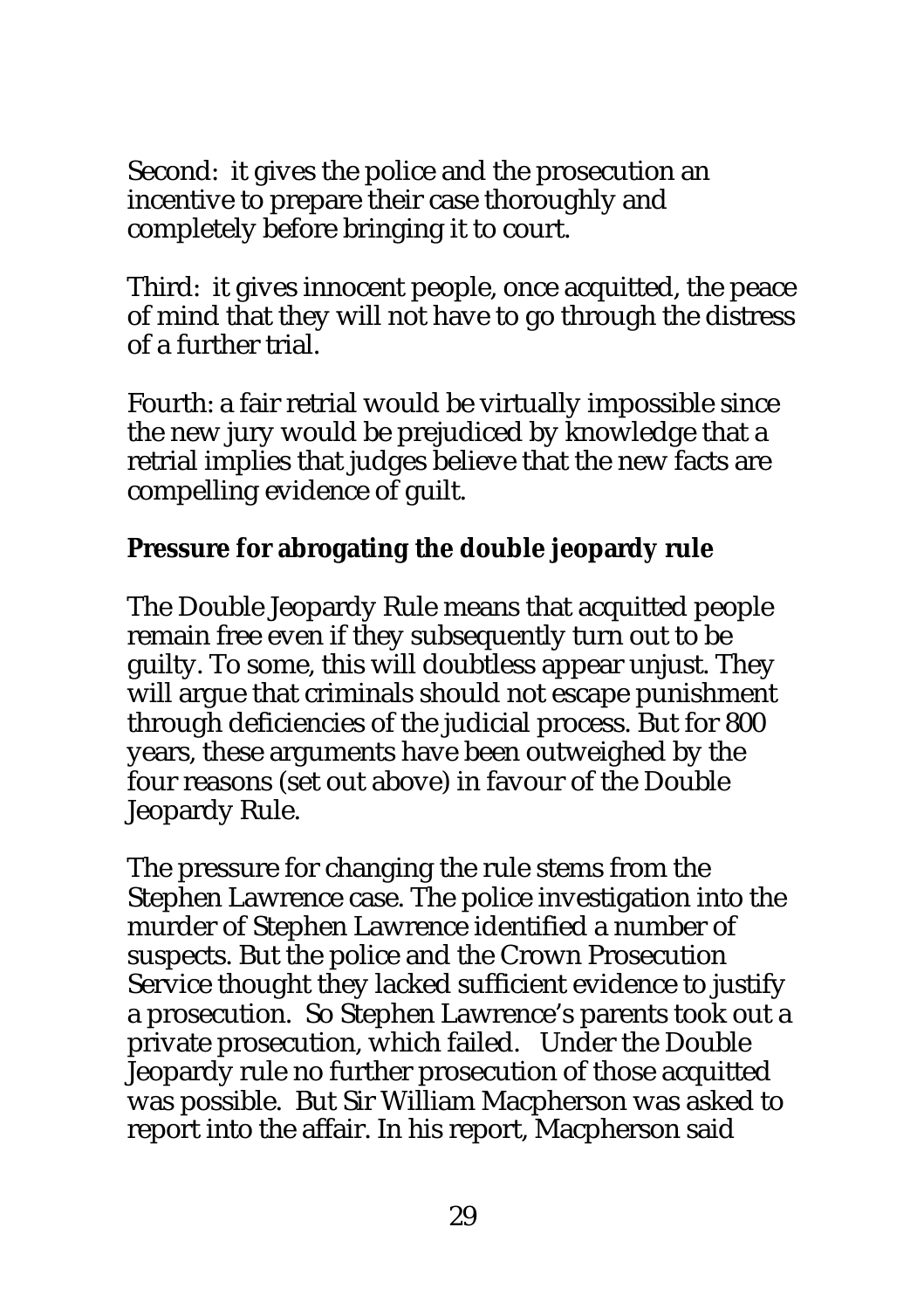Second: it gives the police and the prosecution an incentive to prepare their case thoroughly and completely before bringing it to court.

Third: it gives innocent people, once acquitted, the peace of mind that they will not have to go through the distress of a further trial.

Fourth: a fair retrial would be virtually impossible since the new jury would be prejudiced by knowledge that a retrial implies that judges believe that the new facts are compelling evidence of guilt.

**Pressure for abrogating the double jeopardy rule**

The Double Jeopardy Rule means that acquitted people remain free even if they subsequently turn out to be guilty. To some, this will doubtless appear unjust. They will argue that criminals should not escape punishment through deficiencies of the judicial process. But for 800 years, these arguments have been outweighed by the four reasons (set out above) in favour of the Double Jeopardy Rule.

The pressure for changing the rule stems from the Stephen Lawrence case. The police investigation into the murder of Stephen Lawrence identified a number of suspects. But the police and the Crown Prosecution Service thought they lacked sufficient evidence to justify a prosecution. So Stephen Lawrence's parents took out a private prosecution, which failed. Under the Double Jeopardy rule no further prosecution of those acquitted was possible. But Sir William Macpherson was asked to report into the affair. In his report, Macpherson said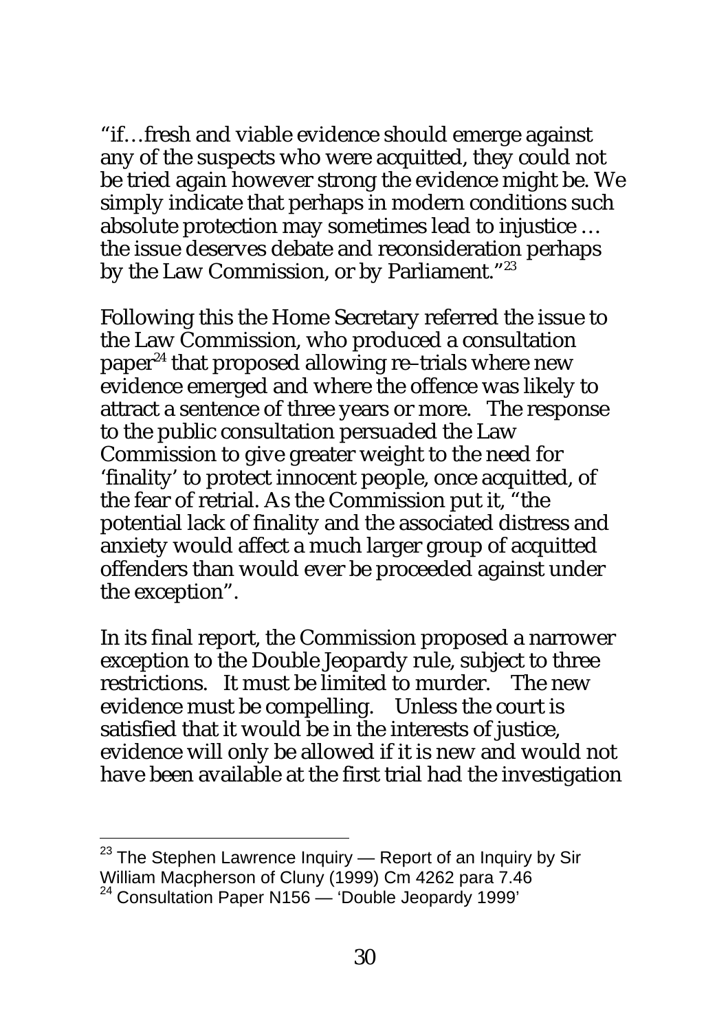"if…fresh and viable evidence should emerge against any of the suspects who were acquitted, they could not be tried again however strong the evidence might be. We simply indicate that perhaps in modern conditions such absolute protection may sometimes lead to injustice … the issue deserves debate and reconsideration perhaps by the Law Commission, or by Parliament."[23]

Following this the Home Secretary referred the issue to the Law Commission, who produced a consultation paper[24] that proposed allowing re–trials where new evidence emerged and where the offence was likely to attract a sentence of three years or more. The response to the public consultation persuaded the Law Commission to give greater weight to the need for 'finality' to protect innocent people, once acquitted, of the fear of retrial. As the Commission put it, "the potential lack of finality and the associated distress and anxiety would affect a much larger group of acquitted offenders than would ever be proceeded against under the exception".

In its final report, the Commission proposed a narrower exception to the Double Jeopardy rule, subject to three restrictions. It must be limited to murder. The new evidence must be compelling. Unless the court is satisfied that it would be in the interests of justice, evidence will only be allowed if it is new and would not have been available at the first trial had the investigation

---

[23] The Stephen Lawrence Inquiry — Report of an Inquiry by Sir William Macpherson of Cluny (1999) Cm 4262 para 7.46

[24] Consultation Paper N156 — 'Double Jeopardy 1999'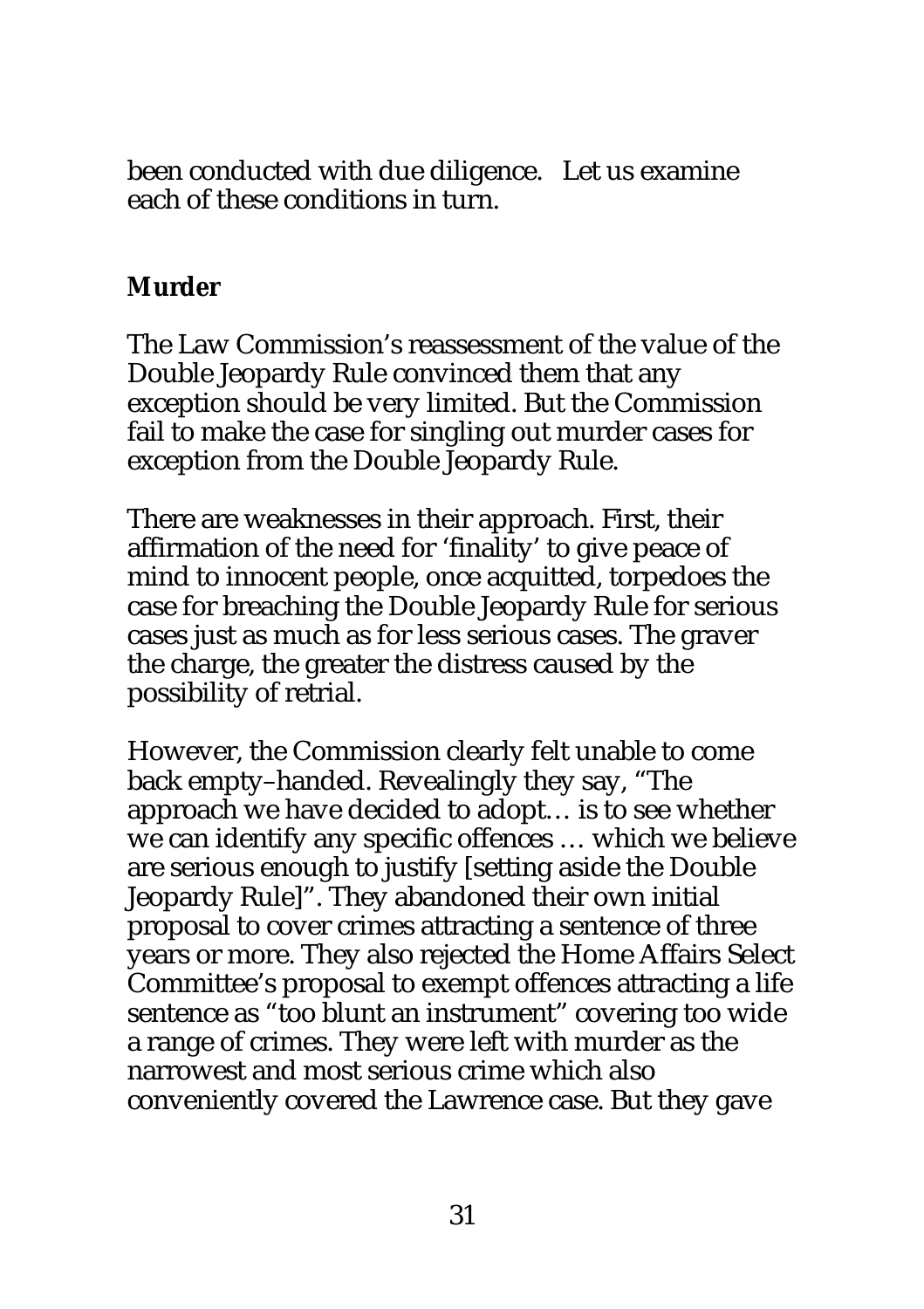been conducted with due diligence. Let us examine each of these conditions in turn.

**Murder**

The Law Commission's reassessment of the value of the Double Jeopardy Rule convinced them that any exception should be very limited. But the Commission fail to make the case for singling out murder cases for exception from the Double Jeopardy Rule.

There are weaknesses in their approach. First, their affirmation of the need for 'finality' to give peace of mind to innocent people, once acquitted, torpedoes the case for breaching the Double Jeopardy Rule for serious cases just as much as for less serious cases. The graver the charge, the greater the distress caused by the possibility of retrial.

However, the Commission clearly felt unable to come back empty–handed. Revealingly they say, "The approach we have decided to adopt… is to see whether we can identify any specific offences … which we believe are serious enough to justify [setting aside the Double Jeopardy Rule]". They abandoned their own initial proposal to cover crimes attracting a sentence of three years or more. They also rejected the Home Affairs Select Committee's proposal to exempt offences attracting a life sentence as "too blunt an instrument" covering too wide a range of crimes. They were left with murder as the narrowest and most serious crime which also conveniently covered the Lawrence case. But they gave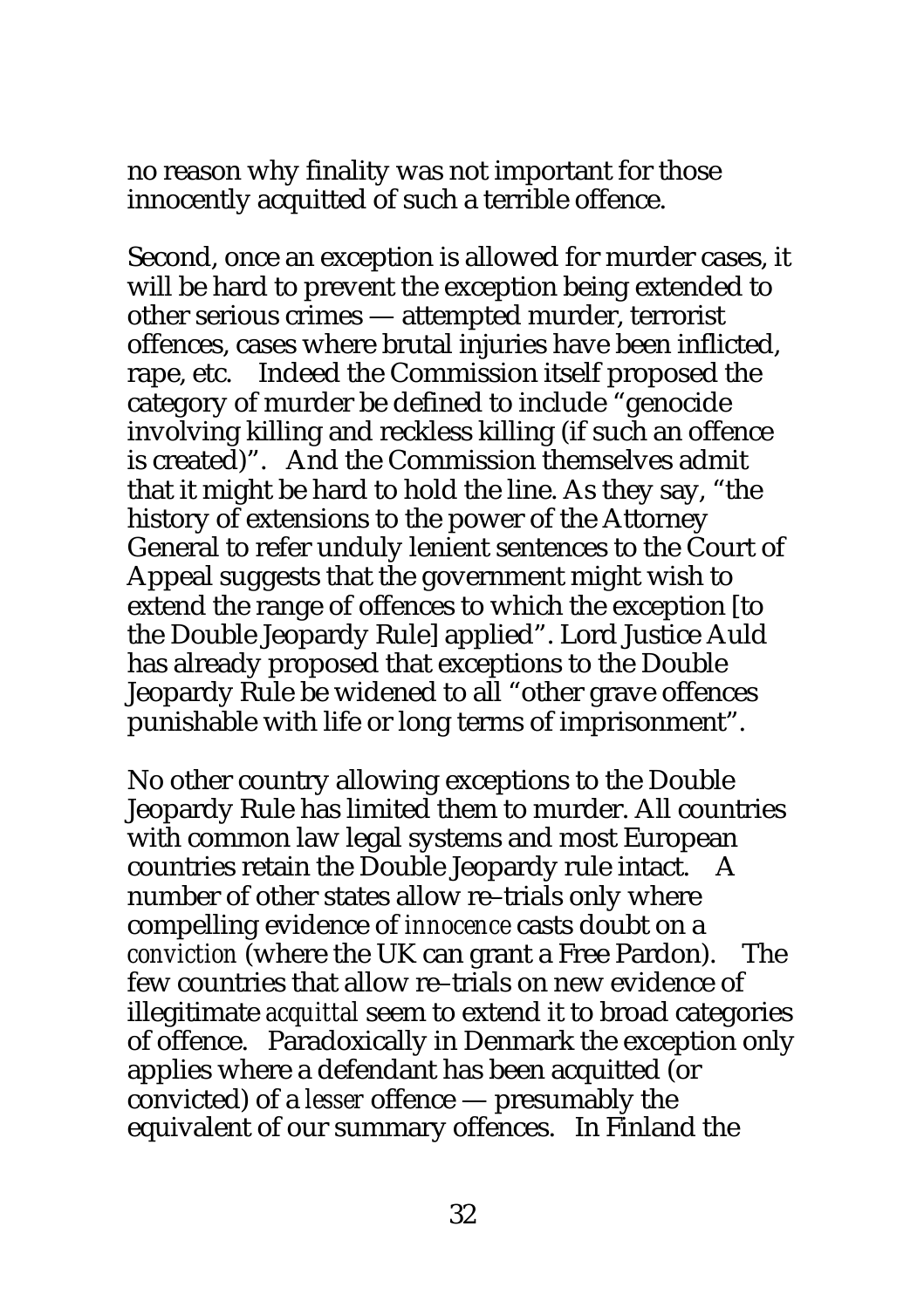no reason why finality was not important for those innocently acquitted of such a terrible offence.

Second, once an exception is allowed for murder cases, it will be hard to prevent the exception being extended to other serious crimes — attempted murder, terrorist offences, cases where brutal injuries have been inflicted, rape, etc. Indeed the Commission itself proposed the category of murder be defined to include "genocide involving killing and reckless killing (if such an offence is created)". And the Commission themselves admit that it might be hard to hold the line. As they say, "the history of extensions to the power of the Attorney General to refer unduly lenient sentences to the Court of Appeal suggests that the government might wish to extend the range of offences to which the exception [to the Double Jeopardy Rule] applied". Lord Justice Auld has already proposed that exceptions to the Double Jeopardy Rule be widened to all "other grave offences punishable with life or long terms of imprisonment".

No other country allowing exceptions to the Double Jeopardy Rule has limited them to murder. All countries with common law legal systems and most European countries retain the Double Jeopardy rule intact. A number of other states allow re–trials only where compelling evidence of *innocence* casts doubt on a *conviction* (where the UK can grant a Free Pardon). The few countries that allow re–trials on new evidence of illegitimate *acquittal* seem to extend it to broad categories of offence. Paradoxically in Denmark the exception only applies where a defendant has been acquitted (or convicted) of a *lesser* offence — presumably the equivalent of our summary offences. In Finland the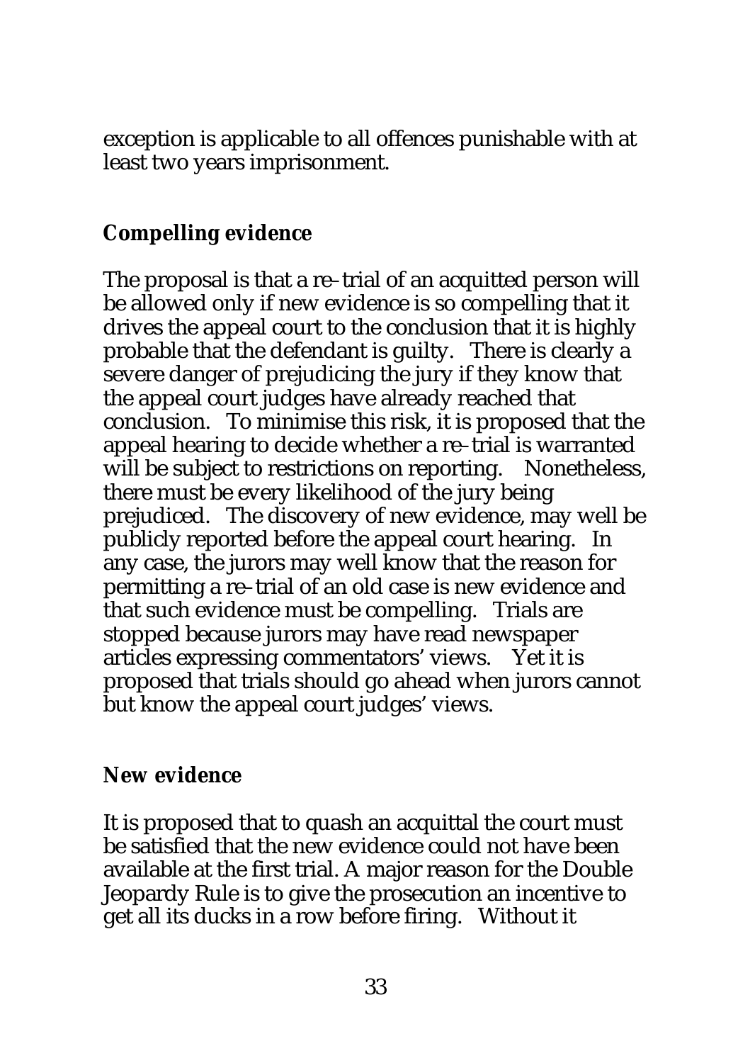exception is applicable to all offences punishable with at least two years imprisonment.

**Compelling evidence**

The proposal is that a re-trial of an acquitted person will be allowed only if new evidence is so compelling that it drives the appeal court to the conclusion that it is highly probable that the defendant is guilty. There is clearly a severe danger of prejudicing the jury if they know that the appeal court judges have already reached that conclusion. To minimise this risk, it is proposed that the appeal hearing to decide whether a re-trial is warranted will be subject to restrictions on reporting. Nonetheless, there must be every likelihood of the jury being prejudiced. The discovery of new evidence, may well be publicly reported before the appeal court hearing. In any case, the jurors may well know that the reason for permitting a re-trial of an old case is new evidence and that such evidence must be compelling. Trials are stopped because jurors may have read newspaper articles expressing commentators' views. Yet it is proposed that trials should go ahead when jurors cannot but know the appeal court judges' views.

**New evidence**

It is proposed that to quash an acquittal the court must be satisfied that the new evidence could not have been available at the first trial. A major reason for the Double Jeopardy Rule is to give the prosecution an incentive to get all its ducks in a row before firing. Without it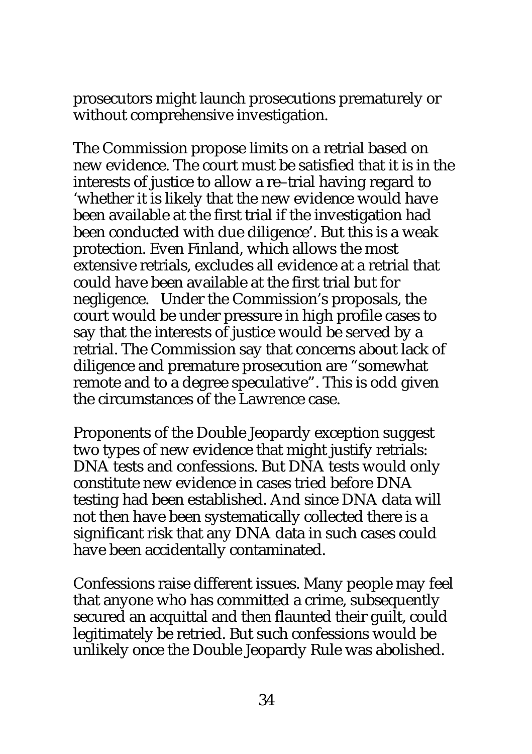prosecutors might launch prosecutions prematurely or without comprehensive investigation.

The Commission propose limits on a retrial based on new evidence. The court must be satisfied that it is in the interests of justice to allow a re–trial having regard to 'whether it is likely that the new evidence would have been available at the first trial if the investigation had been conducted with due diligence'. But this is a weak protection. Even Finland, which allows the most extensive retrials, excludes all evidence at a retrial that could have been available at the first trial but for negligence. Under the Commission's proposals, the court would be under pressure in high profile cases to say that the interests of justice would be served by a retrial. The Commission say that concerns about lack of diligence and premature prosecution are "somewhat remote and to a degree speculative". This is odd given the circumstances of the Lawrence case.

Proponents of the Double Jeopardy exception suggest two types of new evidence that might justify retrials: DNA tests and confessions. But DNA tests would only constitute new evidence in cases tried before DNA testing had been established. And since DNA data will not then have been systematically collected there is a significant risk that any DNA data in such cases could have been accidentally contaminated.

Confessions raise different issues. Many people may feel that anyone who has committed a crime, subsequently secured an acquittal and then flaunted their guilt, could legitimately be retried. But such confessions would be unlikely once the Double Jeopardy Rule was abolished.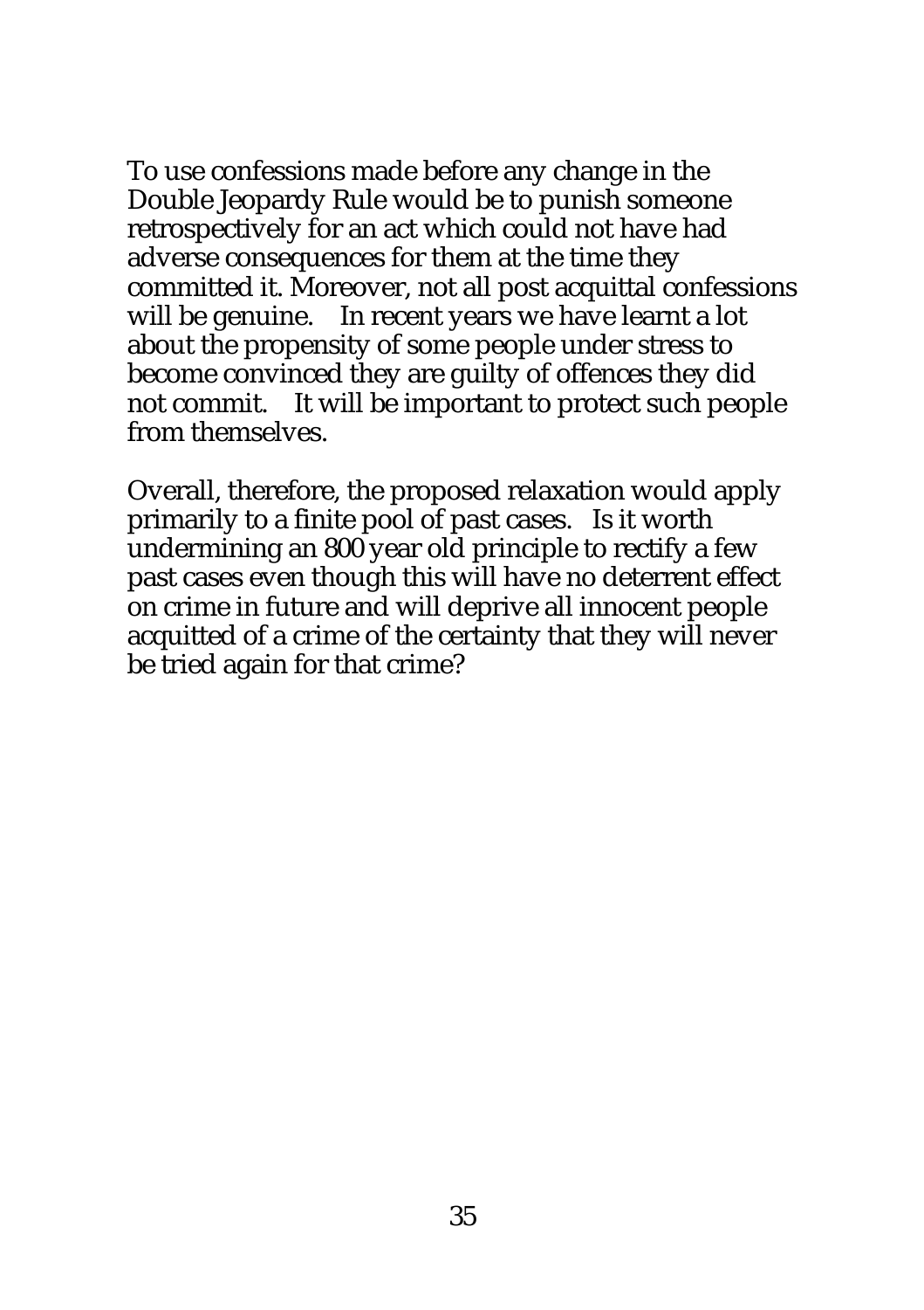To use confessions made before any change in the Double Jeopardy Rule would be to punish someone retrospectively for an act which could not have had adverse consequences for them at the time they committed it. Moreover, not all post acquittal confessions will be genuine. In recent years we have learnt a lot about the propensity of some people under stress to become convinced they are guilty of offences they did not commit. It will be important to protect such people from themselves.

Overall, therefore, the proposed relaxation would apply primarily to a finite pool of past cases. Is it worth undermining an 800 year old principle to rectify a few past cases even though this will have no deterrent effect on crime in future and will deprive all innocent people acquitted of a crime of the certainty that they will never be tried again for that crime?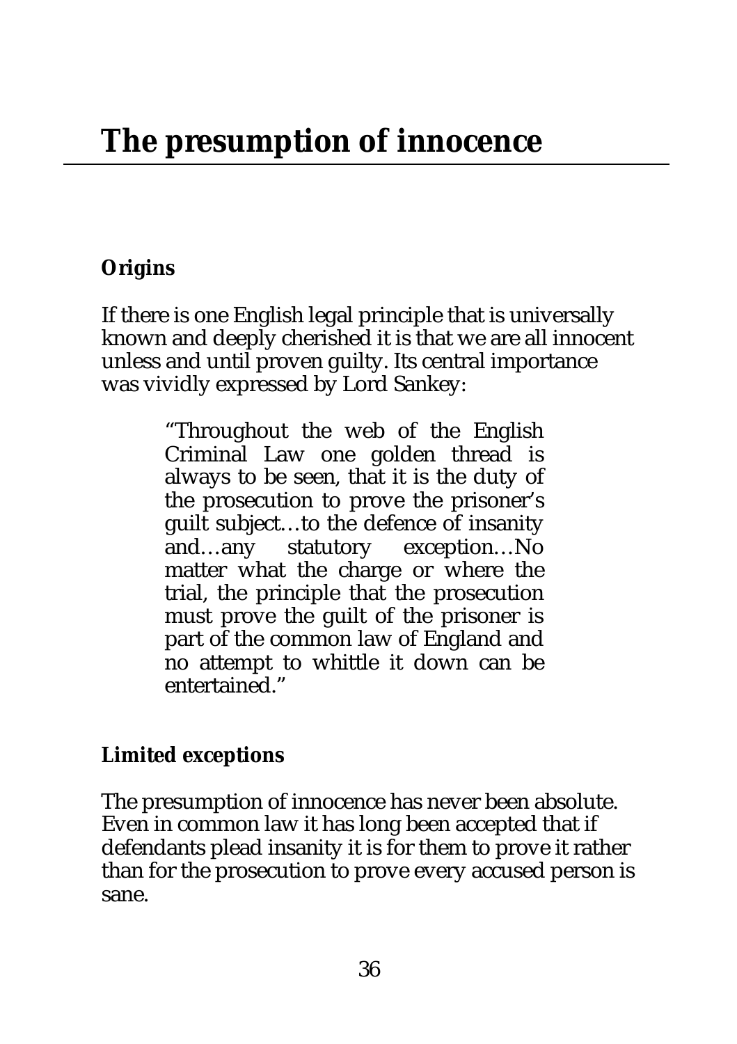# The presumption of innocence

### Origins

If there is one English legal principle that is universally known and deeply cherished it is that we are all innocent unless and until proven guilty. Its central importance was vividly expressed by Lord Sankey:

> "Throughout the web of the English Criminal Law one golden thread is always to be seen, that it is the duty of the prosecution to prove the prisoner's guilt subject…to the defence of insanity and…any statutory exception…No matter what the charge or where the trial, the principle that the prosecution must prove the guilt of the prisoner is part of the common law of England and no attempt to whittle it down can be entertained."

### Limited exceptions

The presumption of innocence has never been absolute. Even in common law it has long been accepted that if defendants plead insanity it is for them to prove it rather than for the prosecution to prove every accused person is sane.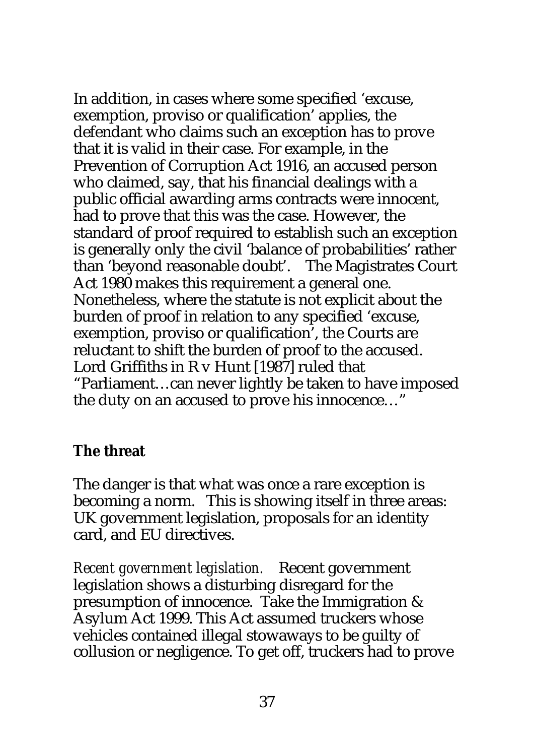In addition, in cases where some specified 'excuse, exemption, proviso or qualification' applies, the defendant who claims such an exception has to prove that it is valid in their case. For example, in the Prevention of Corruption Act 1916, an accused person who claimed, say, that his financial dealings with a public official awarding arms contracts were innocent, had to prove that this was the case. However, the standard of proof required to establish such an exception is generally only the civil 'balance of probabilities' rather than 'beyond reasonable doubt'. The Magistrates Court Act 1980 makes this requirement a general one. Nonetheless, where the statute is not explicit about the burden of proof in relation to any specified 'excuse, exemption, proviso or qualification', the Courts are reluctant to shift the burden of proof to the accused. Lord Griffiths in R v Hunt [1987] ruled that "Parliament…can never lightly be taken to have imposed the duty on an accused to prove his innocence…"

**The threat**

The danger is that what was once a rare exception is becoming a norm. This is showing itself in three areas: UK government legislation, proposals for an identity card, and EU directives.

*Recent government legislation.* Recent government legislation shows a disturbing disregard for the presumption of innocence. Take the Immigration & Asylum Act 1999. This Act assumed truckers whose vehicles contained illegal stowaways to be guilty of collusion or negligence. To get off, truckers had to prove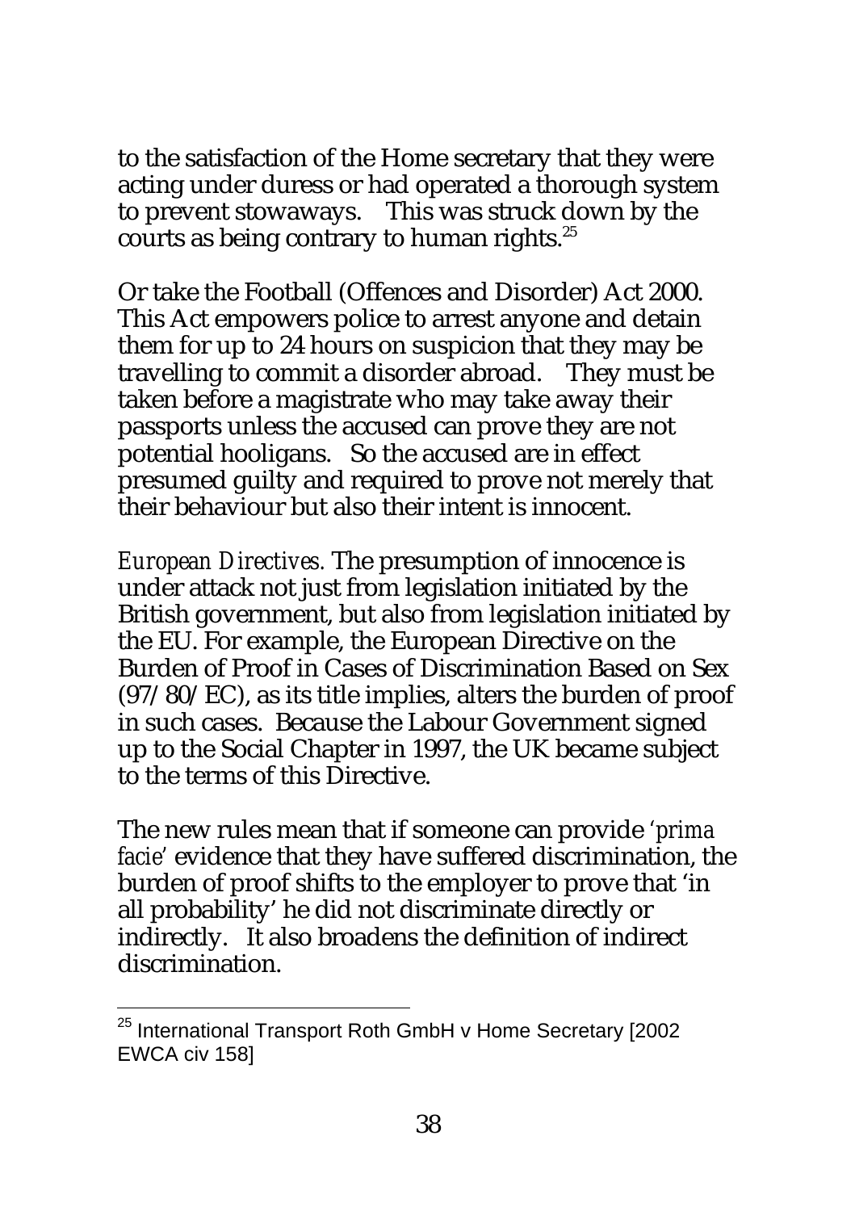to the satisfaction of the Home secretary that they were acting under duress or had operated a thorough system to prevent stowaways. This was struck down by the courts as being contrary to human rights.[25]

Or take the Football (Offences and Disorder) Act 2000. This Act empowers police to arrest anyone and detain them for up to 24 hours on suspicion that they may be travelling to commit a disorder abroad. They must be taken before a magistrate who may take away their passports unless the accused can prove they are not potential hooligans. So the accused are in effect presumed guilty and required to prove not merely that their behaviour but also their intent is innocent.

*European Directives.* The presumption of innocence is under attack not just from legislation initiated by the British government, but also from legislation initiated by the EU. For example, the European Directive on the Burden of Proof in Cases of Discrimination Based on Sex (97/80/EC), as its title implies, alters the burden of proof in such cases. Because the Labour Government signed up to the Social Chapter in 1997, the UK became subject to the terms of this Directive.

The new rules mean that if someone can provide '*prima facie*' evidence that they have suffered discrimination, the burden of proof shifts to the employer to prove that 'in all probability' he did not discriminate directly or indirectly. It also broadens the definition of indirect discrimination.

---

[25] International Transport Roth GmbH v Home Secretary [2002 EWCA civ 158]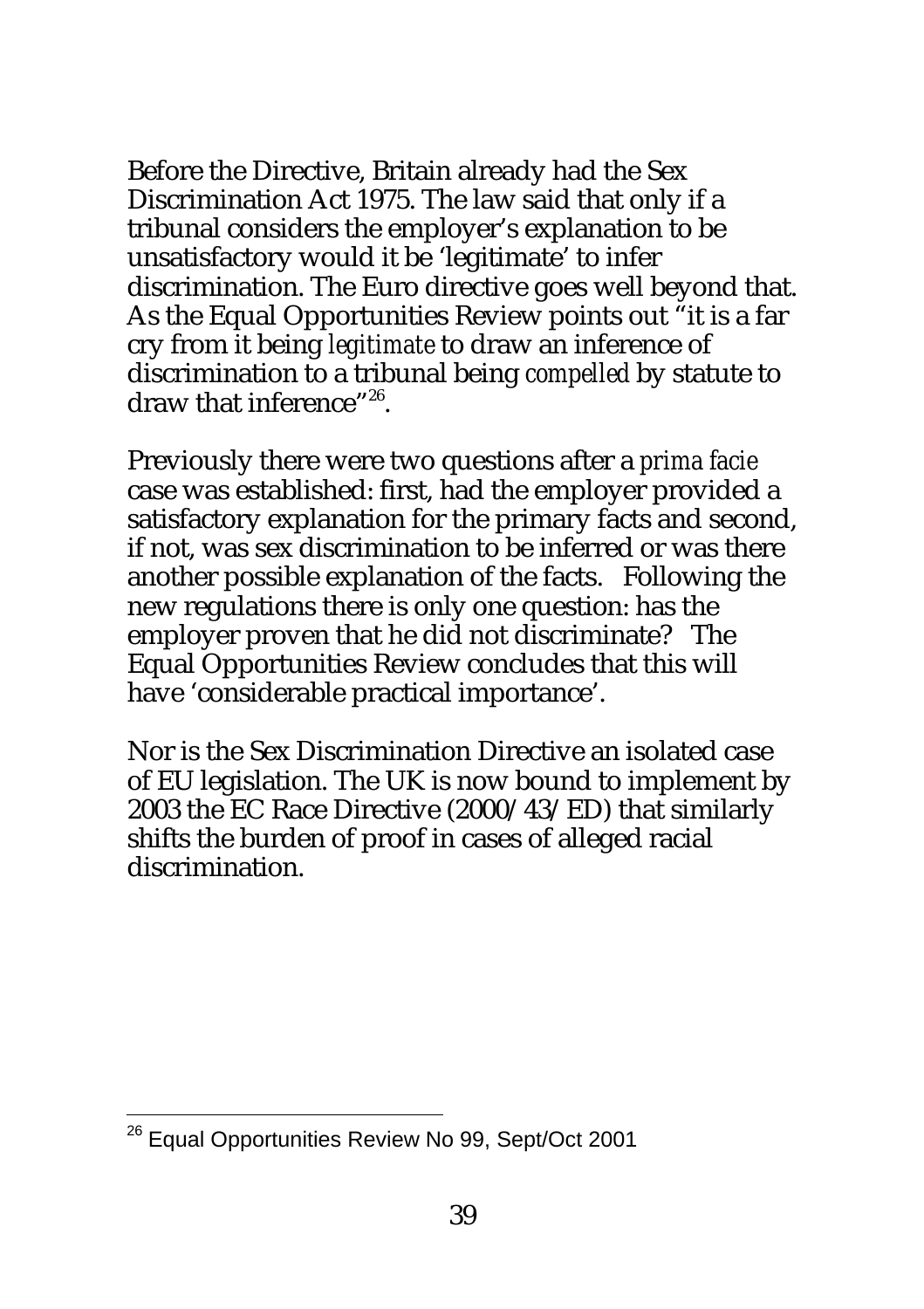Before the Directive, Britain already had the Sex Discrimination Act 1975. The law said that only if a tribunal considers the employer's explanation to be unsatisfactory would it be 'legitimate' to infer discrimination. The Euro directive goes well beyond that. As the Equal Opportunities Review points out "it is a far cry from it being *legitimate* to draw an inference of discrimination to a tribunal being *compelled* by statute to draw that inference"[26].

Previously there were two questions after a *prima facie* case was established: first, had the employer provided a satisfactory explanation for the primary facts and second, if not, was sex discrimination to be inferred or was there another possible explanation of the facts. Following the new regulations there is only one question: has the employer proven that he did not discriminate? The Equal Opportunities Review concludes that this will have 'considerable practical importance'.

Nor is the Sex Discrimination Directive an isolated case of EU legislation. The UK is now bound to implement by 2003 the EC Race Directive (2000/43/ED) that similarly shifts the burden of proof in cases of alleged racial discrimination.

---

[26] Equal Opportunities Review No 99, Sept/Oct 2001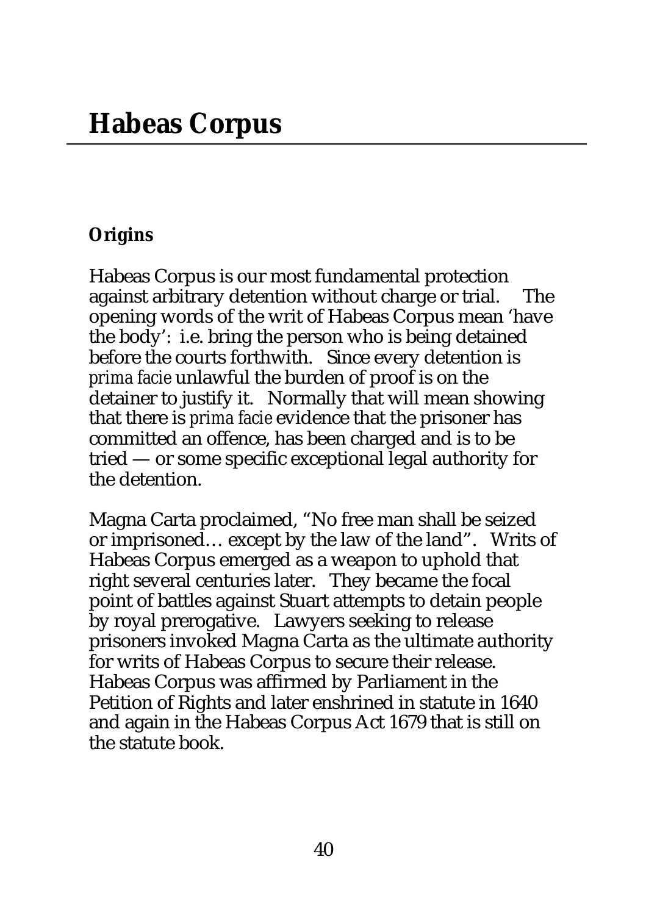# Habeas Corpus

### Origins

Habeas Corpus is our most fundamental protection against arbitrary detention without charge or trial. The opening words of the writ of Habeas Corpus mean 'have the body': i.e. bring the person who is being detained before the courts forthwith. Since every detention is *prima facie* unlawful the burden of proof is on the detainer to justify it. Normally that will mean showing that there is *prima facie* evidence that the prisoner has committed an offence, has been charged and is to be tried — or some specific exceptional legal authority for the detention.

Magna Carta proclaimed, "No free man shall be seized or imprisoned… except by the law of the land". Writs of Habeas Corpus emerged as a weapon to uphold that right several centuries later. They became the focal point of battles against Stuart attempts to detain people by royal prerogative. Lawyers seeking to release prisoners invoked Magna Carta as the ultimate authority for writs of Habeas Corpus to secure their release. Habeas Corpus was affirmed by Parliament in the Petition of Rights and later enshrined in statute in 1640 and again in the Habeas Corpus Act 1679 that is still on the statute book.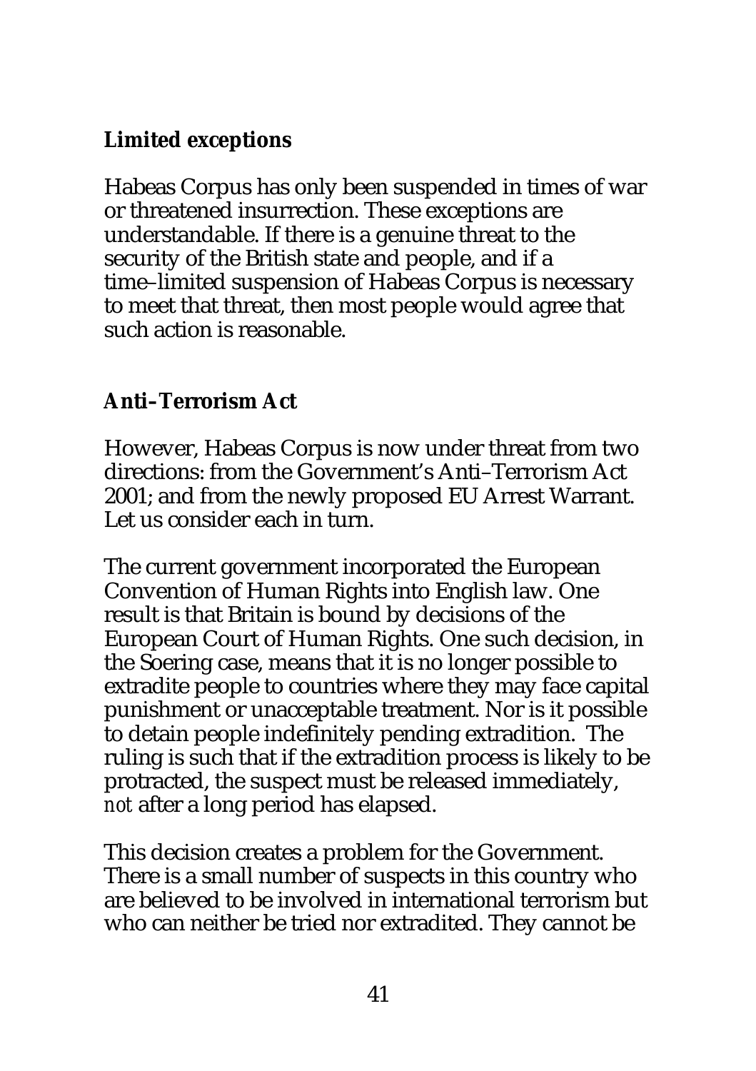### **Limited exceptions**

Habeas Corpus has only been suspended in times of war or threatened insurrection. These exceptions are understandable. If there is a genuine threat to the security of the British state and people, and if a time–limited suspension of Habeas Corpus is necessary to meet that threat, then most people would agree that such action is reasonable.

### **Anti–Terrorism Act**

However, Habeas Corpus is now under threat from two directions: from the Government's Anti–Terrorism Act 2001; and from the newly proposed EU Arrest Warrant. Let us consider each in turn.

The current government incorporated the European Convention of Human Rights into English law. One result is that Britain is bound by decisions of the European Court of Human Rights. One such decision, in the Soering case, means that it is no longer possible to extradite people to countries where they may face capital punishment or unacceptable treatment. Nor is it possible to detain people indefinitely pending extradition. The ruling is such that if the extradition process is likely to be protracted, the suspect must be released immediately, *not* after a long period has elapsed.

This decision creates a problem for the Government. There is a small number of suspects in this country who are believed to be involved in international terrorism but who can neither be tried nor extradited. They cannot be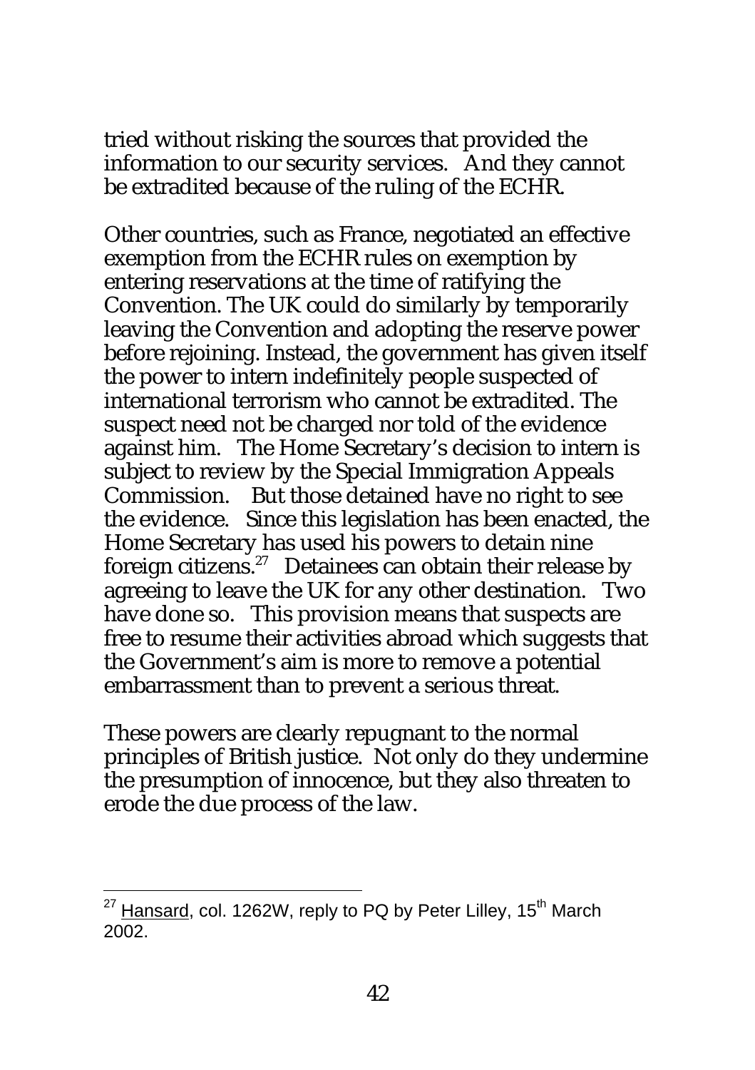tried without risking the sources that provided the information to our security services. And they cannot be extradited because of the ruling of the ECHR.

Other countries, such as France, negotiated an effective exemption from the ECHR rules on exemption by entering reservations at the time of ratifying the Convention. The UK could do similarly by temporarily leaving the Convention and adopting the reserve power before rejoining. Instead, the government has given itself the power to intern indefinitely people suspected of international terrorism who cannot be extradited. The suspect need not be charged nor told of the evidence against him. The Home Secretary's decision to intern is subject to review by the Special Immigration Appeals Commission. But those detained have no right to see the evidence. Since this legislation has been enacted, the Home Secretary has used his powers to detain nine foreign citizens.[27] Detainees can obtain their release by agreeing to leave the UK for any other destination. Two have done so. This provision means that suspects are free to resume their activities abroad which suggests that the Government's aim is more to remove a potential embarrassment than to prevent a serious threat.

These powers are clearly repugnant to the normal principles of British justice. Not only do they undermine the presumption of innocence, but they also threaten to erode the due process of the law.

---

[27] Hansard, col. 1262W, reply to PQ by Peter Lilley, 15th March 2002.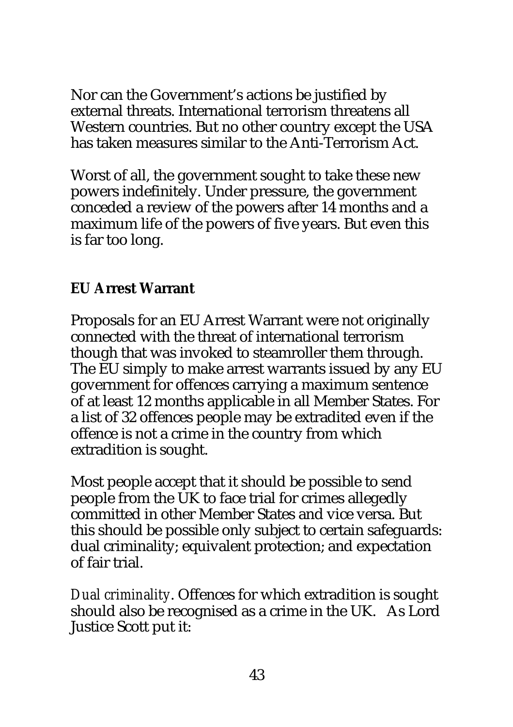Nor can the Government's actions be justified by external threats. International terrorism threatens all Western countries. But no other country except the USA has taken measures similar to the Anti-Terrorism Act.

Worst of all, the government sought to take these new powers indefinitely. Under pressure, the government conceded a review of the powers after 14 months and a maximum life of the powers of five years. But even this is far too long.

**EU Arrest Warrant**

Proposals for an EU Arrest Warrant were not originally connected with the threat of international terrorism though that was invoked to steamroller them through. The EU simply to make arrest warrants issued by any EU government for offences carrying a maximum sentence of at least 12 months applicable in all Member States. For a list of 32 offences people may be extradited even if the offence is not a crime in the country from which extradition is sought.

Most people accept that it should be possible to send people from the UK to face trial for crimes allegedly committed in other Member States and vice versa. But this should be possible only subject to certain safeguards: dual criminality; equivalent protection; and expectation of fair trial.

*Dual criminality*. Offences for which extradition is sought should also be recognised as a crime in the UK. As Lord Justice Scott put it: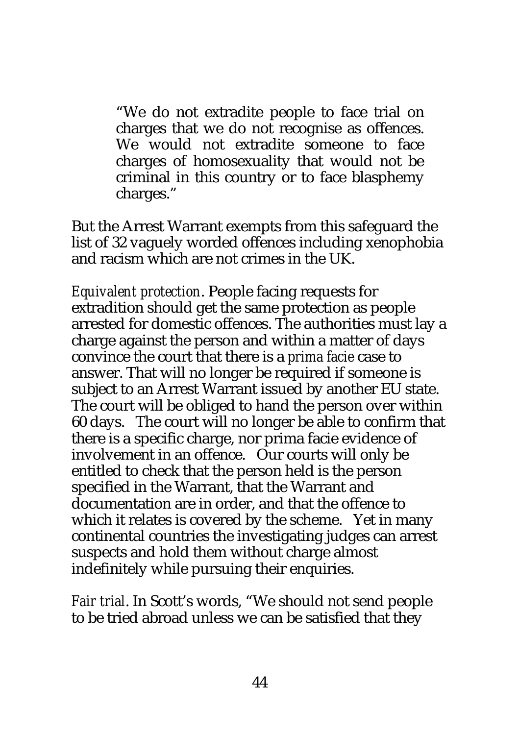> "We do not extradite people to face trial on charges that we do not recognise as offences. We would not extradite someone to face charges of homosexuality that would not be criminal in this country or to face blasphemy charges."

But the Arrest Warrant exempts from this safeguard the list of 32 vaguely worded offences including xenophobia and racism which are not crimes in the UK.

*Equivalent protection*. People facing requests for extradition should get the same protection as people arrested for domestic offences. The authorities must lay a charge against the person and within a matter of days convince the court that there is a *prima facie* case to answer. That will no longer be required if someone is subject to an Arrest Warrant issued by another EU state. The court will be obliged to hand the person over within 60 days. The court will no longer be able to confirm that there is a specific charge, nor prima facie evidence of involvement in an offence. Our courts will only be entitled to check that the person held is the person specified in the Warrant, that the Warrant and documentation are in order, and that the offence to which it relates is covered by the scheme. Yet in many continental countries the investigating judges can arrest suspects and hold them without charge almost indefinitely while pursuing their enquiries.

*Fair trial*. In Scott's words, "We should not send people to be tried abroad unless we can be satisfied that they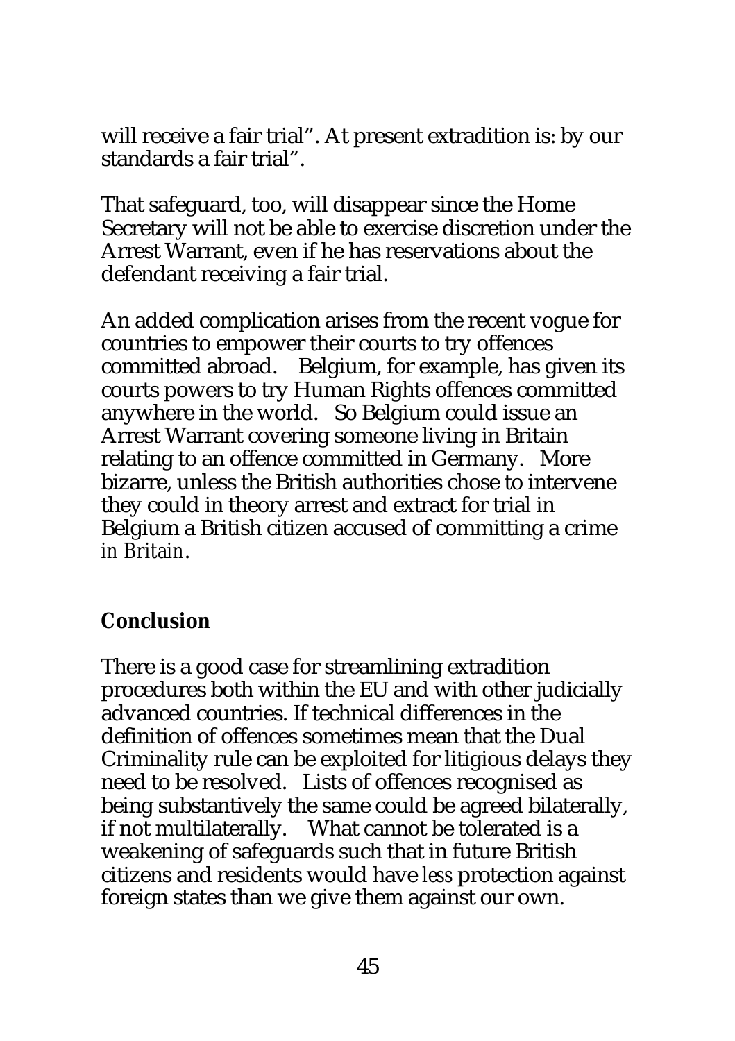will receive a fair trial". At present extradition is: by our standards a fair trial".

That safeguard, too, will disappear since the Home Secretary will not be able to exercise discretion under the Arrest Warrant, even if he has reservations about the defendant receiving a fair trial.

An added complication arises from the recent vogue for countries to empower their courts to try offences committed abroad. Belgium, for example, has given its courts powers to try Human Rights offences committed anywhere in the world. So Belgium could issue an Arrest Warrant covering someone living in Britain relating to an offence committed in Germany. More bizarre, unless the British authorities chose to intervene they could in theory arrest and extract for trial in Belgium a British citizen accused of committing a crime *in Britain*.

### Conclusion

There is a good case for streamlining extradition procedures both within the EU and with other judicially advanced countries. If technical differences in the definition of offences sometimes mean that the Dual Criminality rule can be exploited for litigious delays they need to be resolved. Lists of offences recognised as being substantively the same could be agreed bilaterally, if not multilaterally. What cannot be tolerated is a weakening of safeguards such that in future British citizens and residents would have *less* protection against foreign states than we give them against our own.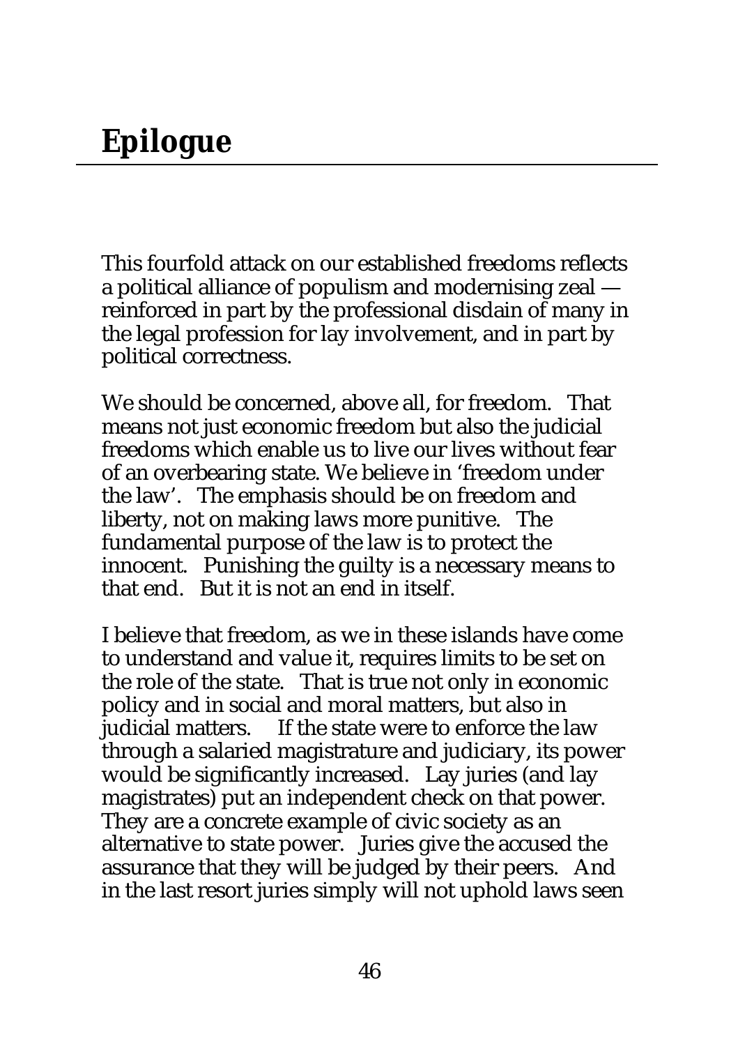# Epilogue

This fourfold attack on our established freedoms reflects a political alliance of populism and modernising zeal — reinforced in part by the professional disdain of many in the legal profession for lay involvement, and in part by political correctness.

We should be concerned, above all, for freedom. That means not just economic freedom but also the judicial freedoms which enable us to live our lives without fear of an overbearing state. We believe in 'freedom under the law'. The emphasis should be on freedom and liberty, not on making laws more punitive. The fundamental purpose of the law is to protect the innocent. Punishing the guilty is a necessary means to that end. But it is not an end in itself.

I believe that freedom, as we in these islands have come to understand and value it, requires limits to be set on the role of the state. That is true not only in economic policy and in social and moral matters, but also in judicial matters. If the state were to enforce the law through a salaried magistrature and judiciary, its power would be significantly increased. Lay juries (and lay magistrates) put an independent check on that power. They are a concrete example of civic society as an alternative to state power. Juries give the accused the assurance that they will be judged by their peers. And in the last resort juries simply will not uphold laws seen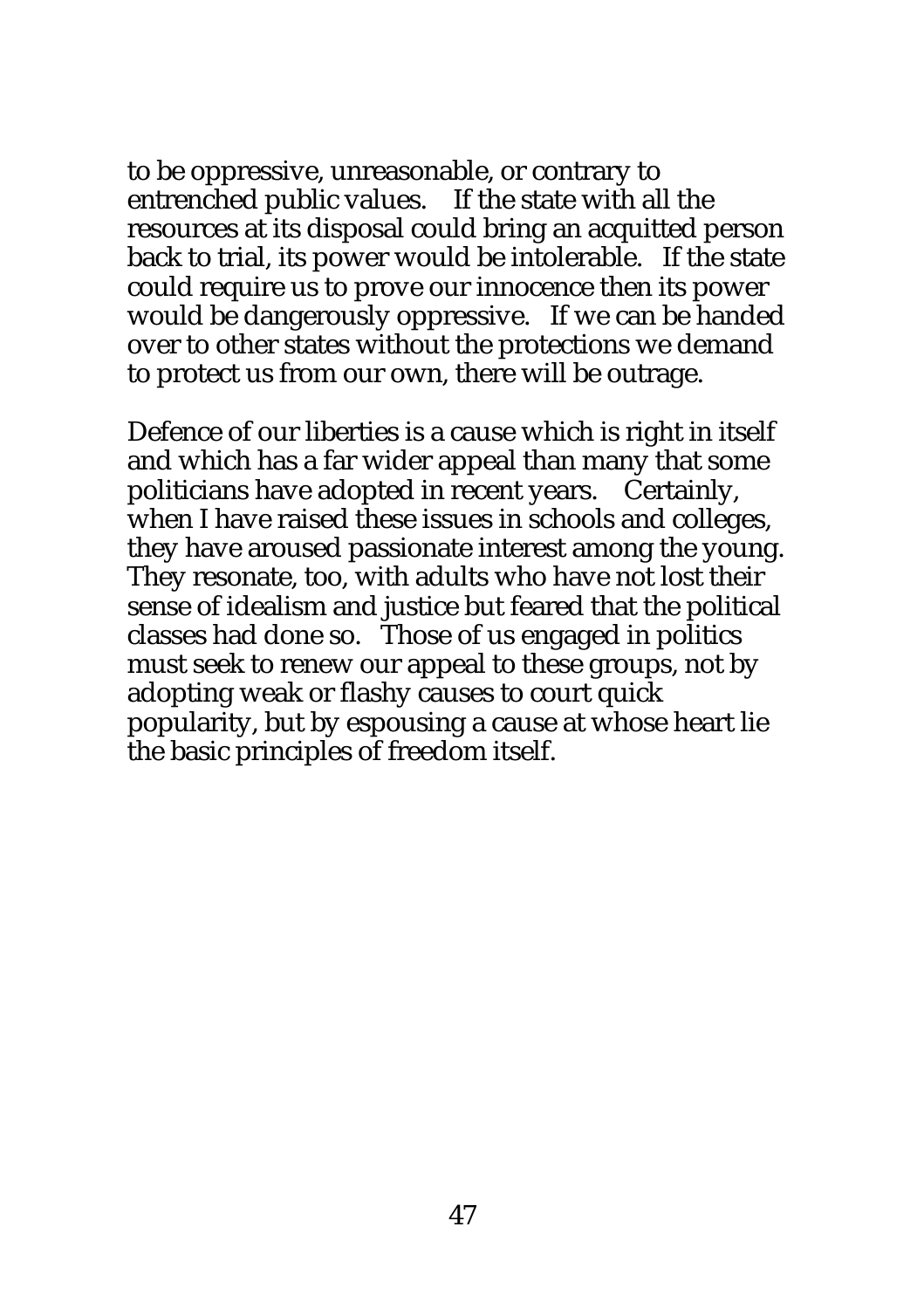to be oppressive, unreasonable, or contrary to entrenched public values. If the state with all the resources at its disposal could bring an acquitted person back to trial, its power would be intolerable. If the state could require us to prove our innocence then its power would be dangerously oppressive. If we can be handed over to other states without the protections we demand to protect us from our own, there will be outrage.

Defence of our liberties is a cause which is right in itself and which has a far wider appeal than many that some politicians have adopted in recent years. Certainly, when I have raised these issues in schools and colleges, they have aroused passionate interest among the young. They resonate, too, with adults who have not lost their sense of idealism and justice but feared that the political classes had done so. Those of us engaged in politics must seek to renew our appeal to these groups, not by adopting weak or flashy causes to court quick popularity, but by espousing a cause at whose heart lie the basic principles of freedom itself.